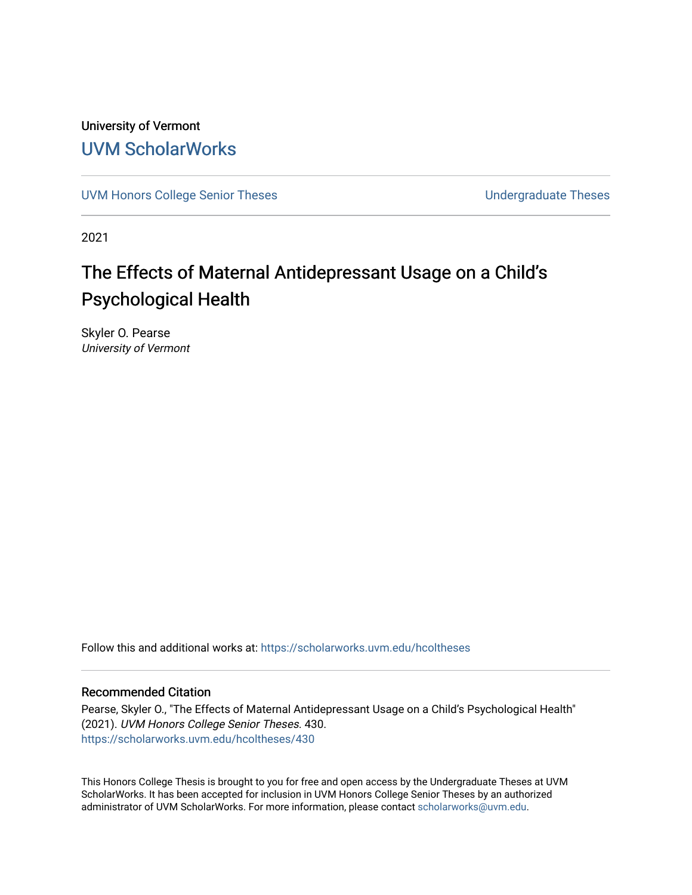University of Vermont

# UVM ScholarWorks

UVM Honors College Senior Theses | Undergraduate Theses
--- | ---

2021

# The Effects of Maternal Antidepressant Usage on a Child's Psychological Health

Skyler O. Pearse
*University of Vermont*

Follow this and additional works at: https://scholarworks.uvm.edu/hcoltheses

## Recommended Citation

Pearse, Skyler O., "The Effects of Maternal Antidepressant Usage on a Child's Psychological Health" (2021). *UVM Honors College Senior Theses*. 430.
https://scholarworks.uvm.edu/hcoltheses/430

This Honors College Thesis is brought to you for free and open access by the Undergraduate Theses at UVM ScholarWorks. It has been accepted for inclusion in UVM Honors College Senior Theses by an authorized administrator of UVM ScholarWorks. For more information, please contact scholarworks@uvm.edu.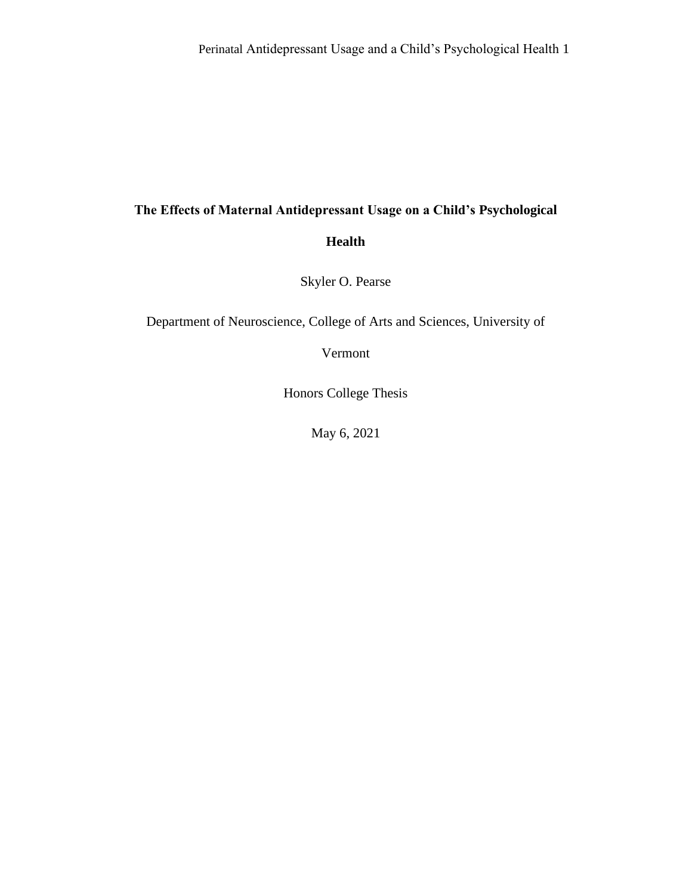**The Effects of Maternal Antidepressant Usage on a Child's Psychological Health**

Skyler O. Pearse

Department of Neuroscience, College of Arts and Sciences, University of Vermont

Honors College Thesis

May 6, 2021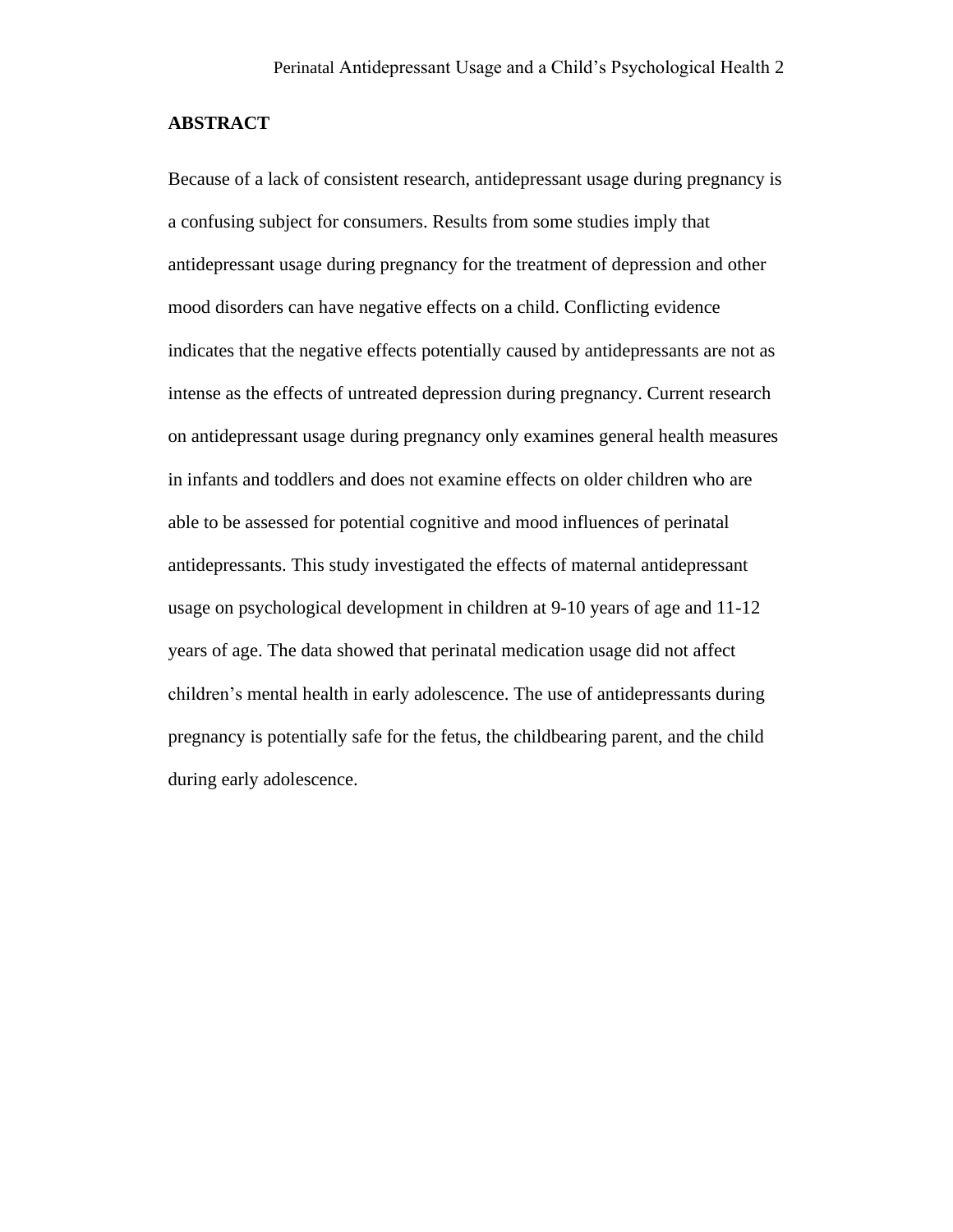## ABSTRACT

Because of a lack of consistent research, antidepressant usage during pregnancy is a confusing subject for consumers. Results from some studies imply that antidepressant usage during pregnancy for the treatment of depression and other mood disorders can have negative effects on a child. Conflicting evidence indicates that the negative effects potentially caused by antidepressants are not as intense as the effects of untreated depression during pregnancy. Current research on antidepressant usage during pregnancy only examines general health measures in infants and toddlers and does not examine effects on older children who are able to be assessed for potential cognitive and mood influences of perinatal antidepressants. This study investigated the effects of maternal antidepressant usage on psychological development in children at 9-10 years of age and 11-12 years of age. The data showed that perinatal medication usage did not affect children's mental health in early adolescence. The use of antidepressants during pregnancy is potentially safe for the fetus, the childbearing parent, and the child during early adolescence.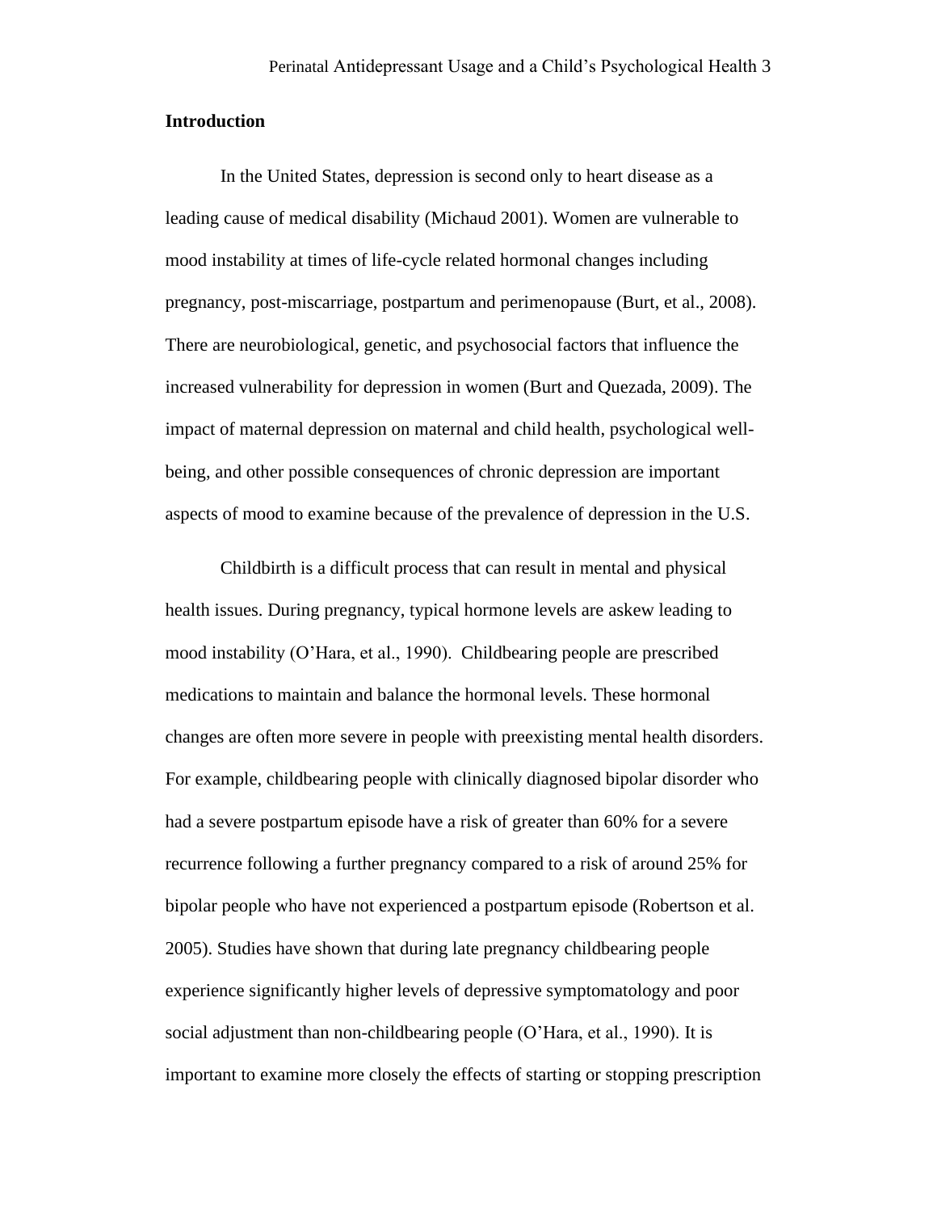**Introduction**

In the United States, depression is second only to heart disease as a leading cause of medical disability (Michaud 2001). Women are vulnerable to mood instability at times of life-cycle related hormonal changes including pregnancy, post-miscarriage, postpartum and perimenopause (Burt, et al., 2008). There are neurobiological, genetic, and psychosocial factors that influence the increased vulnerability for depression in women (Burt and Quezada, 2009). The impact of maternal depression on maternal and child health, psychological well-being, and other possible consequences of chronic depression are important aspects of mood to examine because of the prevalence of depression in the U.S.

Childbirth is a difficult process that can result in mental and physical health issues. During pregnancy, typical hormone levels are askew leading to mood instability (O'Hara, et al., 1990). Childbearing people are prescribed medications to maintain and balance the hormonal levels. These hormonal changes are often more severe in people with preexisting mental health disorders. For example, childbearing people with clinically diagnosed bipolar disorder who had a severe postpartum episode have a risk of greater than 60% for a severe recurrence following a further pregnancy compared to a risk of around 25% for bipolar people who have not experienced a postpartum episode (Robertson et al. 2005). Studies have shown that during late pregnancy childbearing people experience significantly higher levels of depressive symptomatology and poor social adjustment than non-childbearing people (O'Hara, et al., 1990). It is important to examine more closely the effects of starting or stopping prescription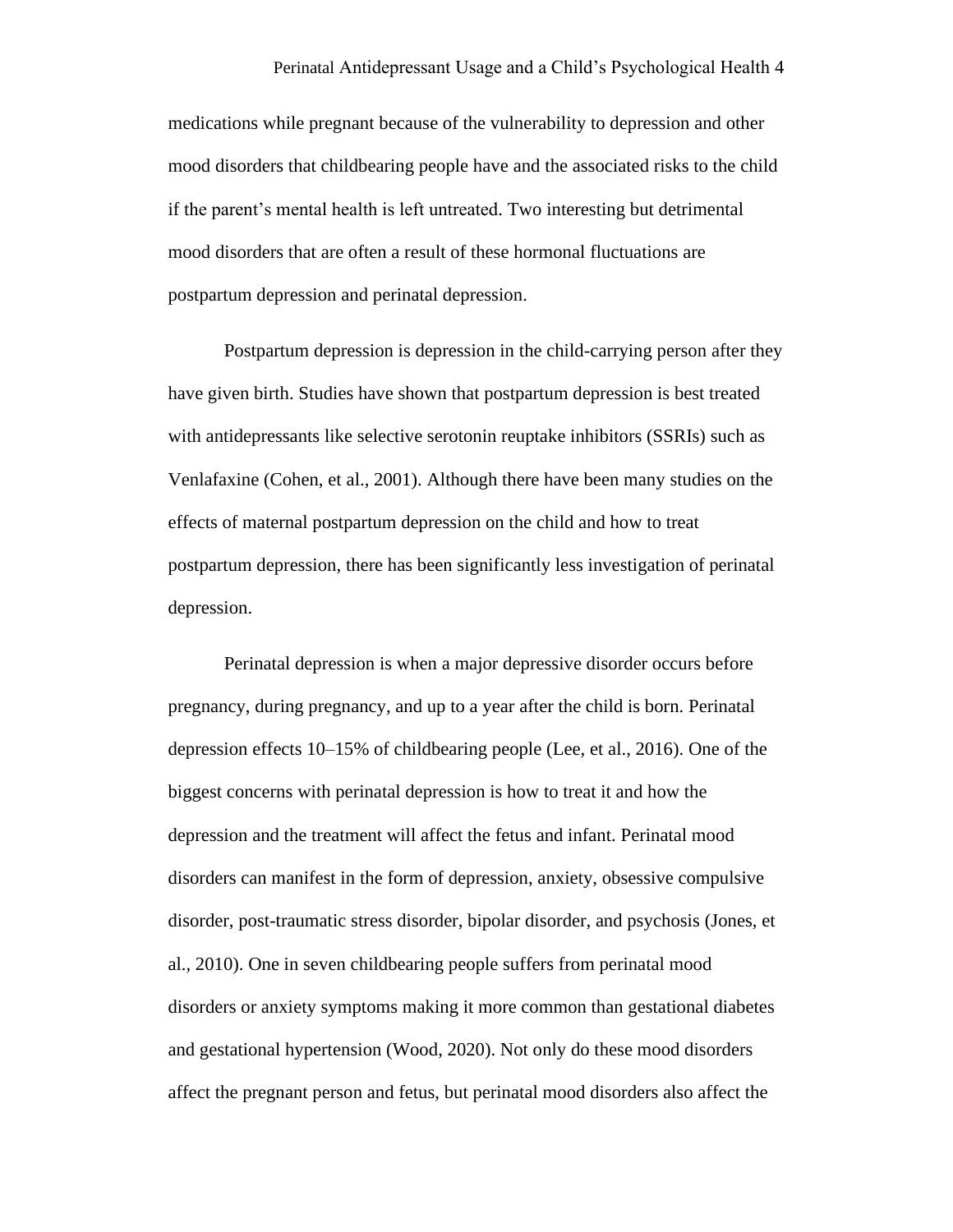medications while pregnant because of the vulnerability to depression and other mood disorders that childbearing people have and the associated risks to the child if the parent's mental health is left untreated. Two interesting but detrimental mood disorders that are often a result of these hormonal fluctuations are postpartum depression and perinatal depression.

Postpartum depression is depression in the child-carrying person after they have given birth. Studies have shown that postpartum depression is best treated with antidepressants like selective serotonin reuptake inhibitors (SSRIs) such as Venlafaxine (Cohen, et al., 2001). Although there have been many studies on the effects of maternal postpartum depression on the child and how to treat postpartum depression, there has been significantly less investigation of perinatal depression.

Perinatal depression is when a major depressive disorder occurs before pregnancy, during pregnancy, and up to a year after the child is born. Perinatal depression effects 10–15% of childbearing people (Lee, et al., 2016). One of the biggest concerns with perinatal depression is how to treat it and how the depression and the treatment will affect the fetus and infant. Perinatal mood disorders can manifest in the form of depression, anxiety, obsessive compulsive disorder, post-traumatic stress disorder, bipolar disorder, and psychosis (Jones, et al., 2010). One in seven childbearing people suffers from perinatal mood disorders or anxiety symptoms making it more common than gestational diabetes and gestational hypertension (Wood, 2020). Not only do these mood disorders affect the pregnant person and fetus, but perinatal mood disorders also affect the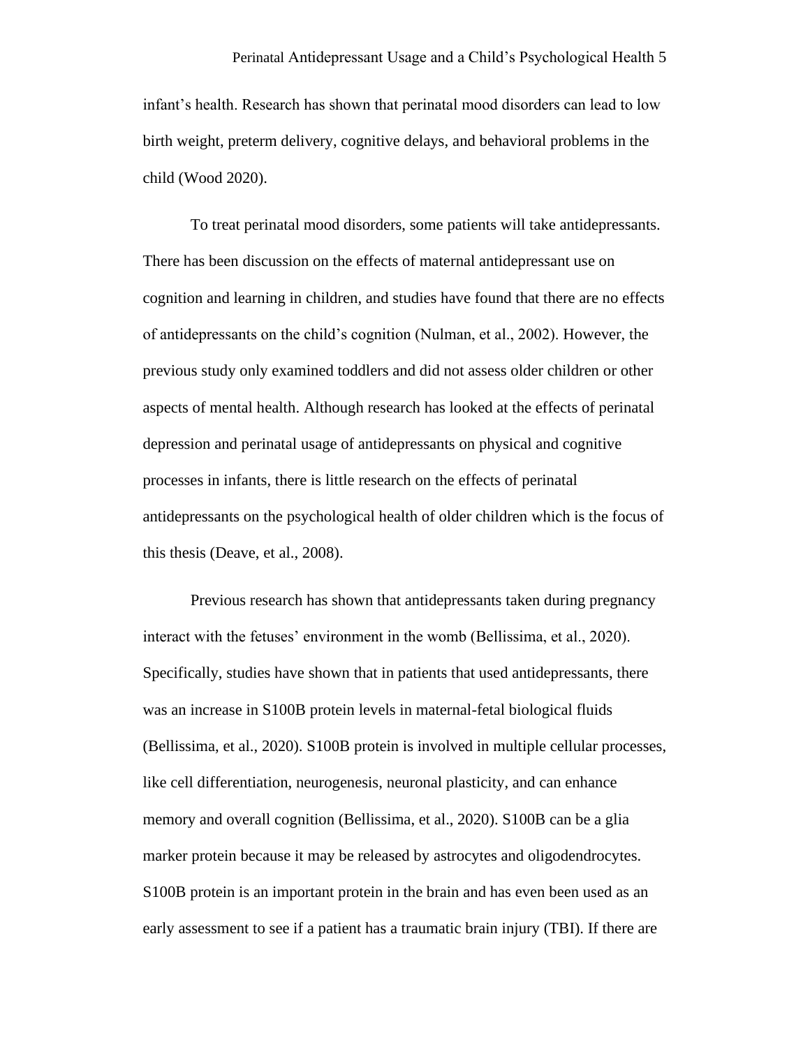infant's health. Research has shown that perinatal mood disorders can lead to low birth weight, preterm delivery, cognitive delays, and behavioral problems in the child (Wood 2020).

To treat perinatal mood disorders, some patients will take antidepressants. There has been discussion on the effects of maternal antidepressant use on cognition and learning in children, and studies have found that there are no effects of antidepressants on the child's cognition (Nulman, et al., 2002). However, the previous study only examined toddlers and did not assess older children or other aspects of mental health. Although research has looked at the effects of perinatal depression and perinatal usage of antidepressants on physical and cognitive processes in infants, there is little research on the effects of perinatal antidepressants on the psychological health of older children which is the focus of this thesis (Deave, et al., 2008).

Previous research has shown that antidepressants taken during pregnancy interact with the fetuses' environment in the womb (Bellissima, et al., 2020). Specifically, studies have shown that in patients that used antidepressants, there was an increase in S100B protein levels in maternal-fetal biological fluids (Bellissima, et al., 2020). S100B protein is involved in multiple cellular processes, like cell differentiation, neurogenesis, neuronal plasticity, and can enhance memory and overall cognition (Bellissima, et al., 2020). S100B can be a glia marker protein because it may be released by astrocytes and oligodendrocytes. S100B protein is an important protein in the brain and has even been used as an early assessment to see if a patient has a traumatic brain injury (TBI). If there are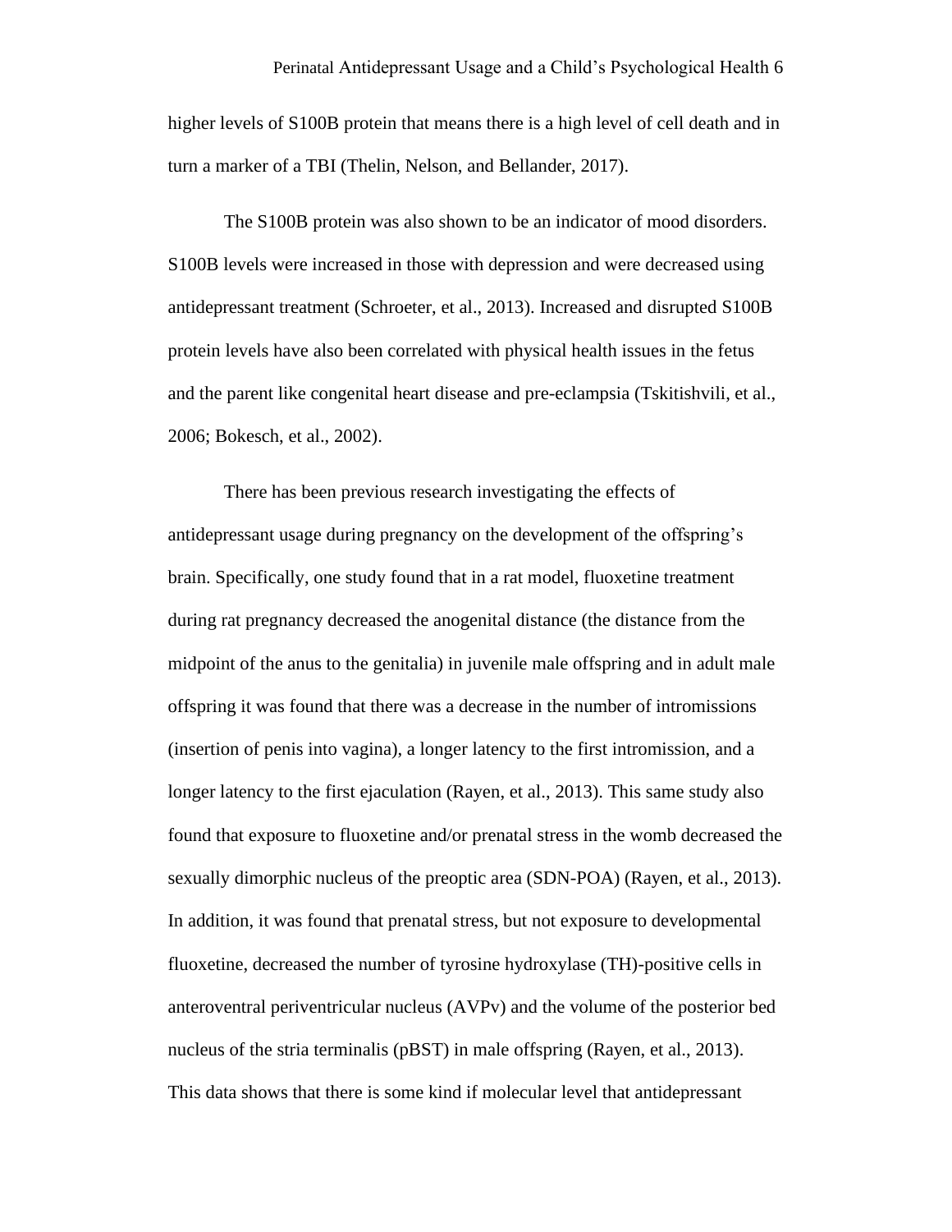higher levels of S100B protein that means there is a high level of cell death and in turn a marker of a TBI (Thelin, Nelson, and Bellander, 2017).

The S100B protein was also shown to be an indicator of mood disorders. S100B levels were increased in those with depression and were decreased using antidepressant treatment (Schroeter, et al., 2013). Increased and disrupted S100B protein levels have also been correlated with physical health issues in the fetus and the parent like congenital heart disease and pre-eclampsia (Tskitishvili, et al., 2006; Bokesch, et al., 2002).

There has been previous research investigating the effects of antidepressant usage during pregnancy on the development of the offspring's brain. Specifically, one study found that in a rat model, fluoxetine treatment during rat pregnancy decreased the anogenital distance (the distance from the midpoint of the anus to the genitalia) in juvenile male offspring and in adult male offspring it was found that there was a decrease in the number of intromissions (insertion of penis into vagina), a longer latency to the first intromission, and a longer latency to the first ejaculation (Rayen, et al., 2013). This same study also found that exposure to fluoxetine and/or prenatal stress in the womb decreased the sexually dimorphic nucleus of the preoptic area (SDN-POA) (Rayen, et al., 2013). In addition, it was found that prenatal stress, but not exposure to developmental fluoxetine, decreased the number of tyrosine hydroxylase (TH)-positive cells in anteroventral periventricular nucleus (AVPv) and the volume of the posterior bed nucleus of the stria terminalis (pBST) in male offspring (Rayen, et al., 2013). This data shows that there is some kind if molecular level that antidepressant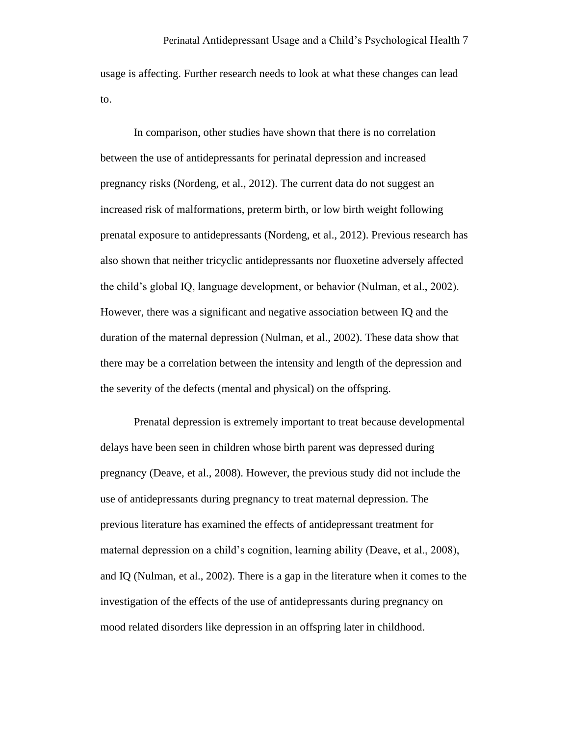usage is affecting. Further research needs to look at what these changes can lead to.

In comparison, other studies have shown that there is no correlation between the use of antidepressants for perinatal depression and increased pregnancy risks (Nordeng, et al., 2012). The current data do not suggest an increased risk of malformations, preterm birth, or low birth weight following prenatal exposure to antidepressants (Nordeng, et al., 2012). Previous research has also shown that neither tricyclic antidepressants nor fluoxetine adversely affected the child's global IQ, language development, or behavior (Nulman, et al., 2002). However, there was a significant and negative association between IQ and the duration of the maternal depression (Nulman, et al., 2002). These data show that there may be a correlation between the intensity and length of the depression and the severity of the defects (mental and physical) on the offspring.

Prenatal depression is extremely important to treat because developmental delays have been seen in children whose birth parent was depressed during pregnancy (Deave, et al., 2008). However, the previous study did not include the use of antidepressants during pregnancy to treat maternal depression. The previous literature has examined the effects of antidepressant treatment for maternal depression on a child's cognition, learning ability (Deave, et al., 2008), and IQ (Nulman, et al., 2002). There is a gap in the literature when it comes to the investigation of the effects of the use of antidepressants during pregnancy on mood related disorders like depression in an offspring later in childhood.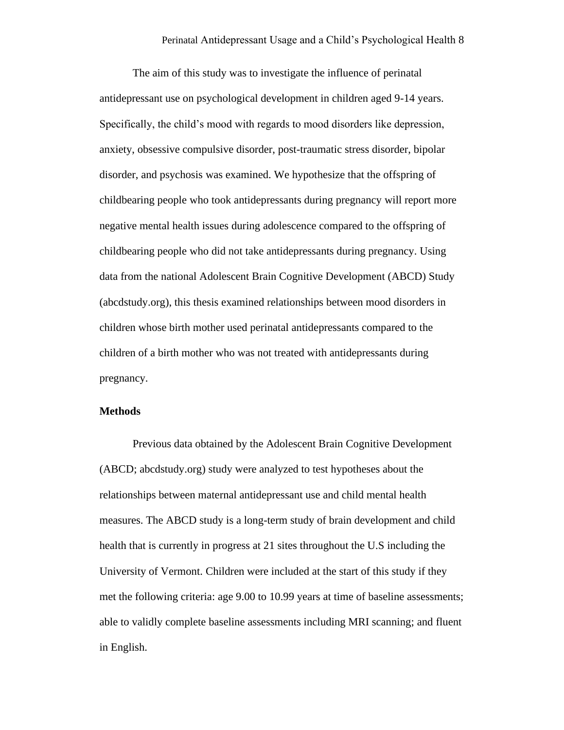The aim of this study was to investigate the influence of perinatal antidepressant use on psychological development in children aged 9-14 years. Specifically, the child's mood with regards to mood disorders like depression, anxiety, obsessive compulsive disorder, post-traumatic stress disorder, bipolar disorder, and psychosis was examined. We hypothesize that the offspring of childbearing people who took antidepressants during pregnancy will report more negative mental health issues during adolescence compared to the offspring of childbearing people who did not take antidepressants during pregnancy. Using data from the national Adolescent Brain Cognitive Development (ABCD) Study (abcdstudy.org), this thesis examined relationships between mood disorders in children whose birth mother used perinatal antidepressants compared to the children of a birth mother who was not treated with antidepressants during pregnancy.

**Methods**

Previous data obtained by the Adolescent Brain Cognitive Development (ABCD; abcdstudy.org) study were analyzed to test hypotheses about the relationships between maternal antidepressant use and child mental health measures. The ABCD study is a long-term study of brain development and child health that is currently in progress at 21 sites throughout the U.S including the University of Vermont. Children were included at the start of this study if they met the following criteria: age 9.00 to 10.99 years at time of baseline assessments; able to validly complete baseline assessments including MRI scanning; and fluent in English.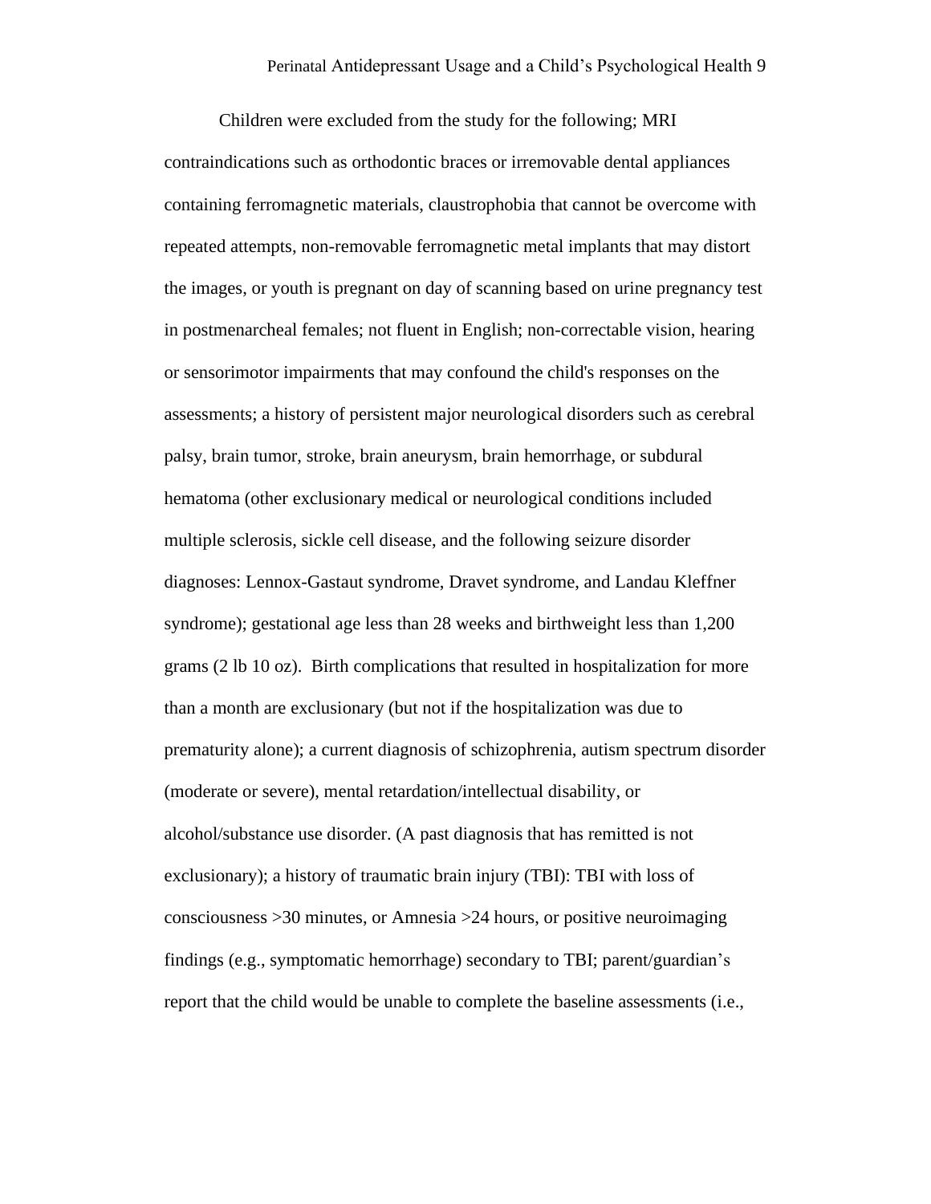Children were excluded from the study for the following; MRI contraindications such as orthodontic braces or irremovable dental appliances containing ferromagnetic materials, claustrophobia that cannot be overcome with repeated attempts, non-removable ferromagnetic metal implants that may distort the images, or youth is pregnant on day of scanning based on urine pregnancy test in postmenarcheal females; not fluent in English; non-correctable vision, hearing or sensorimotor impairments that may confound the child's responses on the assessments; a history of persistent major neurological disorders such as cerebral palsy, brain tumor, stroke, brain aneurysm, brain hemorrhage, or subdural hematoma (other exclusionary medical or neurological conditions included multiple sclerosis, sickle cell disease, and the following seizure disorder diagnoses: Lennox-Gastaut syndrome, Dravet syndrome, and Landau Kleffner syndrome); gestational age less than 28 weeks and birthweight less than 1,200 grams (2 lb 10 oz). Birth complications that resulted in hospitalization for more than a month are exclusionary (but not if the hospitalization was due to prematurity alone); a current diagnosis of schizophrenia, autism spectrum disorder (moderate or severe), mental retardation/intellectual disability, or alcohol/substance use disorder. (A past diagnosis that has remitted is not exclusionary); a history of traumatic brain injury (TBI): TBI with loss of consciousness >30 minutes, or Amnesia >24 hours, or positive neuroimaging findings (e.g., symptomatic hemorrhage) secondary to TBI; parent/guardian's report that the child would be unable to complete the baseline assessments (i.e.,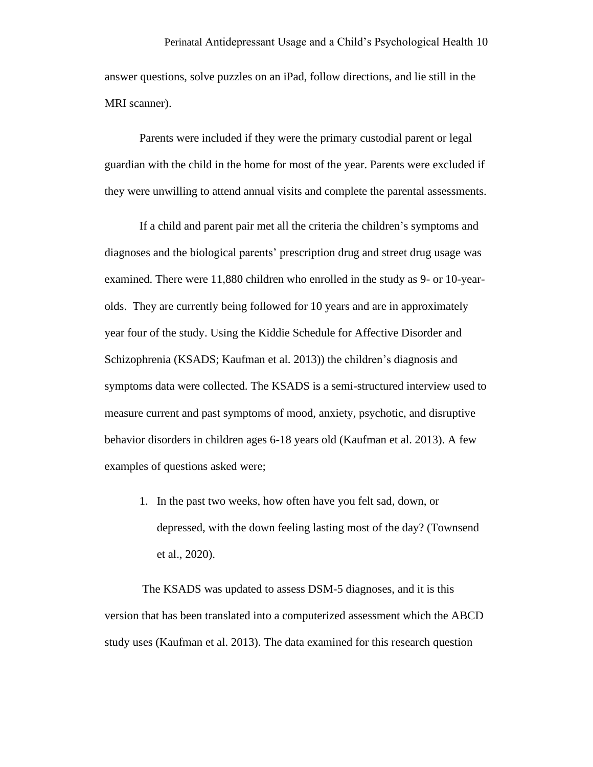answer questions, solve puzzles on an iPad, follow directions, and lie still in the MRI scanner).

Parents were included if they were the primary custodial parent or legal guardian with the child in the home for most of the year. Parents were excluded if they were unwilling to attend annual visits and complete the parental assessments.

If a child and parent pair met all the criteria the children's symptoms and diagnoses and the biological parents' prescription drug and street drug usage was examined. There were 11,880 children who enrolled in the study as 9- or 10-year-olds. They are currently being followed for 10 years and are in approximately year four of the study. Using the Kiddie Schedule for Affective Disorder and Schizophrenia (KSADS; Kaufman et al. 2013)) the children's diagnosis and symptoms data were collected. The KSADS is a semi-structured interview used to measure current and past symptoms of mood, anxiety, psychotic, and disruptive behavior disorders in children ages 6-18 years old (Kaufman et al. 2013). A few examples of questions asked were;

1. In the past two weeks, how often have you felt sad, down, or depressed, with the down feeling lasting most of the day? (Townsend et al., 2020).

The KSADS was updated to assess DSM-5 diagnoses, and it is this version that has been translated into a computerized assessment which the ABCD study uses (Kaufman et al. 2013). The data examined for this research question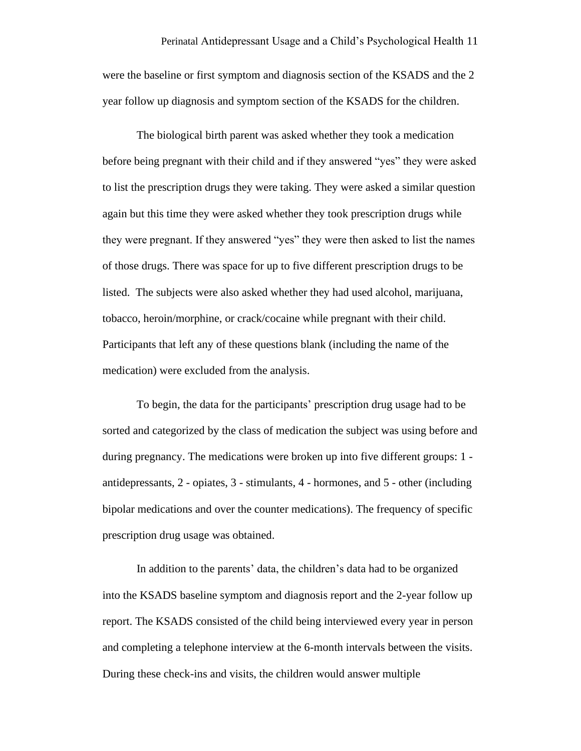were the baseline or first symptom and diagnosis section of the KSADS and the 2 year follow up diagnosis and symptom section of the KSADS for the children.

The biological birth parent was asked whether they took a medication before being pregnant with their child and if they answered "yes" they were asked to list the prescription drugs they were taking. They were asked a similar question again but this time they were asked whether they took prescription drugs while they were pregnant. If they answered "yes" they were then asked to list the names of those drugs. There was space for up to five different prescription drugs to be listed. The subjects were also asked whether they had used alcohol, marijuana, tobacco, heroin/morphine, or crack/cocaine while pregnant with their child. Participants that left any of these questions blank (including the name of the medication) were excluded from the analysis.

To begin, the data for the participants' prescription drug usage had to be sorted and categorized by the class of medication the subject was using before and during pregnancy. The medications were broken up into five different groups: 1 - antidepressants, 2 - opiates, 3 - stimulants, 4 - hormones, and 5 - other (including bipolar medications and over the counter medications). The frequency of specific prescription drug usage was obtained.

In addition to the parents' data, the children's data had to be organized into the KSADS baseline symptom and diagnosis report and the 2-year follow up report. The KSADS consisted of the child being interviewed every year in person and completing a telephone interview at the 6-month intervals between the visits. During these check-ins and visits, the children would answer multiple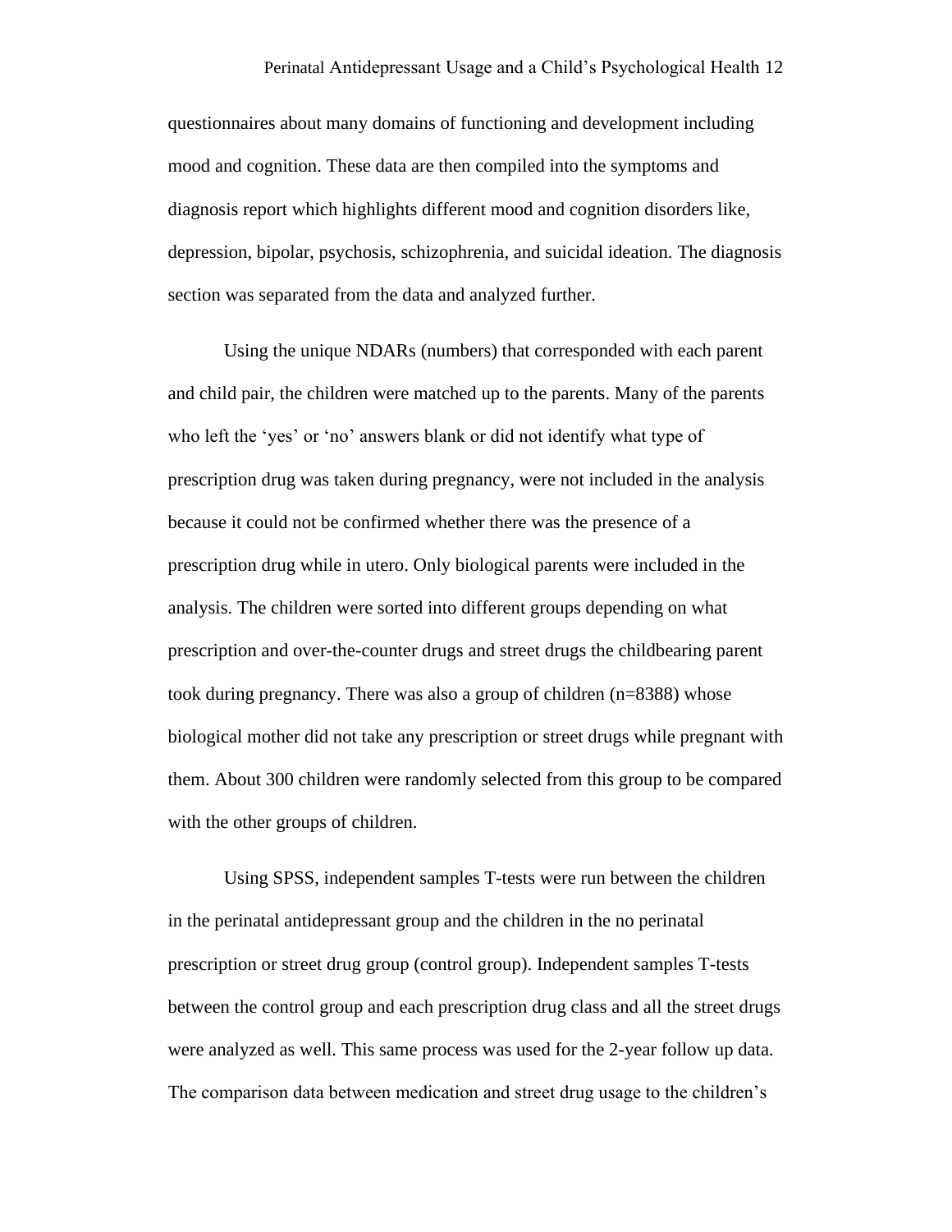questionnaires about many domains of functioning and development including mood and cognition. These data are then compiled into the symptoms and diagnosis report which highlights different mood and cognition disorders like, depression, bipolar, psychosis, schizophrenia, and suicidal ideation. The diagnosis section was separated from the data and analyzed further.

Using the unique NDARs (numbers) that corresponded with each parent and child pair, the children were matched up to the parents. Many of the parents who left the 'yes' or 'no' answers blank or did not identify what type of prescription drug was taken during pregnancy, were not included in the analysis because it could not be confirmed whether there was the presence of a prescription drug while in utero. Only biological parents were included in the analysis. The children were sorted into different groups depending on what prescription and over-the-counter drugs and street drugs the childbearing parent took during pregnancy. There was also a group of children (n=8388) whose biological mother did not take any prescription or street drugs while pregnant with them. About 300 children were randomly selected from this group to be compared with the other groups of children.

Using SPSS, independent samples T-tests were run between the children in the perinatal antidepressant group and the children in the no perinatal prescription or street drug group (control group). Independent samples T-tests between the control group and each prescription drug class and all the street drugs were analyzed as well. This same process was used for the 2-year follow up data. The comparison data between medication and street drug usage to the children's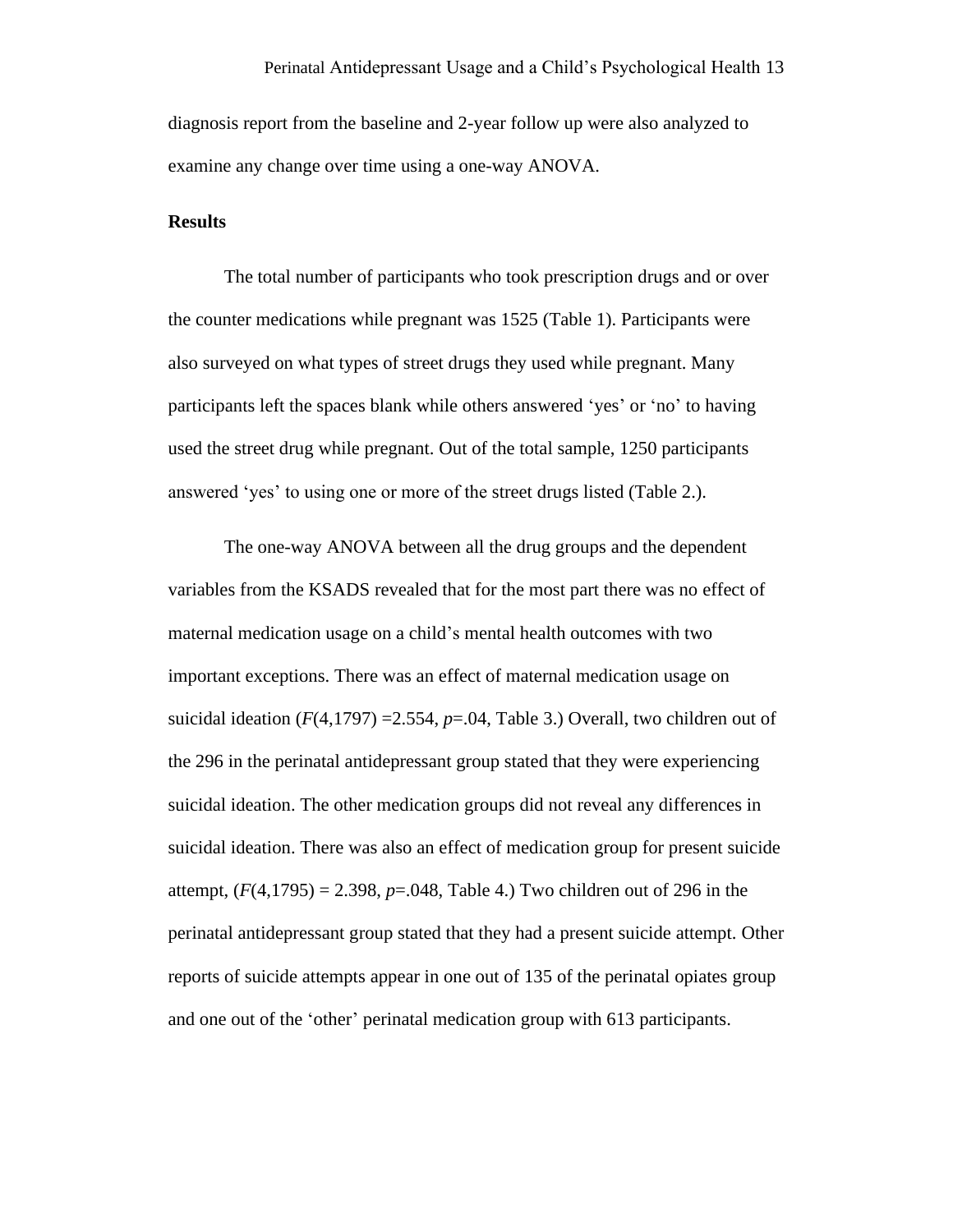diagnosis report from the baseline and 2-year follow up were also analyzed to examine any change over time using a one-way ANOVA.

**Results**

The total number of participants who took prescription drugs and or over the counter medications while pregnant was 1525 (Table 1). Participants were also surveyed on what types of street drugs they used while pregnant. Many participants left the spaces blank while others answered ‘yes’ or ‘no’ to having used the street drug while pregnant. Out of the total sample, 1250 participants answered ‘yes’ to using one or more of the street drugs listed (Table 2.).

The one-way ANOVA between all the drug groups and the dependent variables from the KSADS revealed that for the most part there was no effect of maternal medication usage on a child’s mental health outcomes with two important exceptions. There was an effect of maternal medication usage on suicidal ideation ($F(4,1797) = 2.554$, $p = .04$, Table 3.) Overall, two children out of the 296 in the perinatal antidepressant group stated that they were experiencing suicidal ideation. The other medication groups did not reveal any differences in suicidal ideation. There was also an effect of medication group for present suicide attempt, ($F(4,1795) = 2.398$, $p = .048$, Table 4.) Two children out of 296 in the perinatal antidepressant group stated that they had a present suicide attempt. Other reports of suicide attempts appear in one out of 135 of the perinatal opiates group and one out of the ‘other’ perinatal medication group with 613 participants.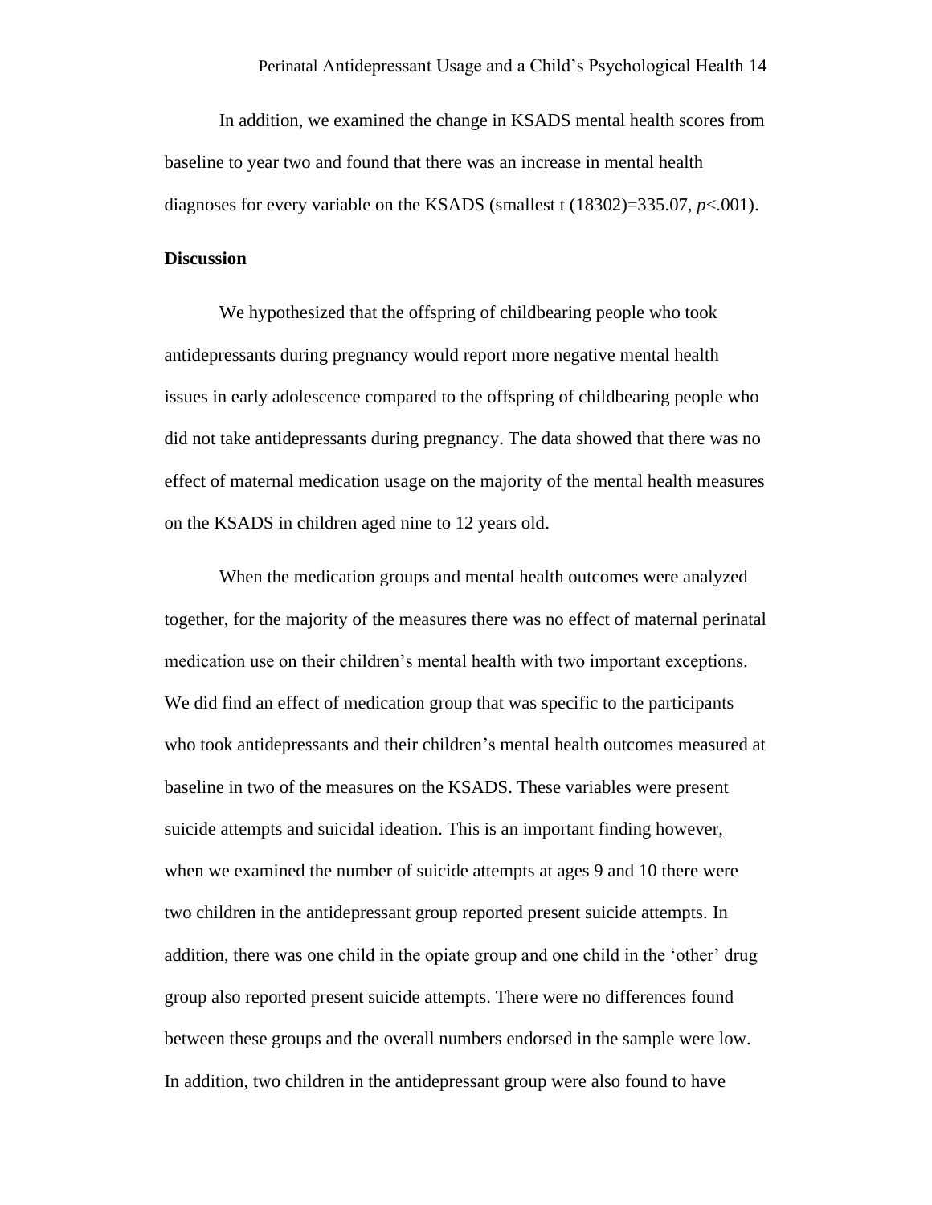In addition, we examined the change in KSADS mental health scores from baseline to year two and found that there was an increase in mental health diagnoses for every variable on the KSADS (smallest $t(18302)=335.07$, $p<.001$).

**Discussion**

We hypothesized that the offspring of childbearing people who took antidepressants during pregnancy would report more negative mental health issues in early adolescence compared to the offspring of childbearing people who did not take antidepressants during pregnancy. The data showed that there was no effect of maternal medication usage on the majority of the mental health measures on the KSADS in children aged nine to 12 years old.

When the medication groups and mental health outcomes were analyzed together, for the majority of the measures there was no effect of maternal perinatal medication use on their children's mental health with two important exceptions. We did find an effect of medication group that was specific to the participants who took antidepressants and their children's mental health outcomes measured at baseline in two of the measures on the KSADS. These variables were present suicide attempts and suicidal ideation. This is an important finding however, when we examined the number of suicide attempts at ages 9 and 10 there were two children in the antidepressant group reported present suicide attempts. In addition, there was one child in the opiate group and one child in the 'other' drug group also reported present suicide attempts. There were no differences found between these groups and the overall numbers endorsed in the sample were low. In addition, two children in the antidepressant group were also found to have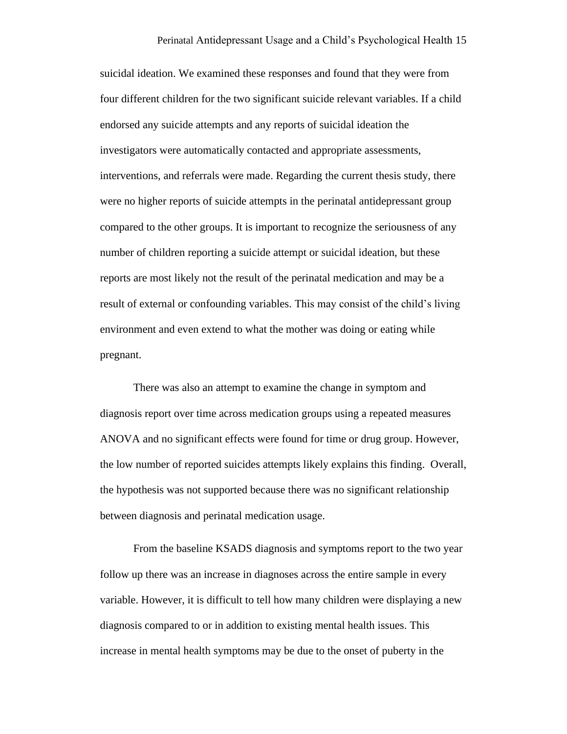suicidal ideation. We examined these responses and found that they were from four different children for the two significant suicide relevant variables. If a child endorsed any suicide attempts and any reports of suicidal ideation the investigators were automatically contacted and appropriate assessments, interventions, and referrals were made. Regarding the current thesis study, there were no higher reports of suicide attempts in the perinatal antidepressant group compared to the other groups. It is important to recognize the seriousness of any number of children reporting a suicide attempt or suicidal ideation, but these reports are most likely not the result of the perinatal medication and may be a result of external or confounding variables. This may consist of the child's living environment and even extend to what the mother was doing or eating while pregnant.

There was also an attempt to examine the change in symptom and diagnosis report over time across medication groups using a repeated measures ANOVA and no significant effects were found for time or drug group. However, the low number of reported suicides attempts likely explains this finding. Overall, the hypothesis was not supported because there was no significant relationship between diagnosis and perinatal medication usage.

From the baseline KSADS diagnosis and symptoms report to the two year follow up there was an increase in diagnoses across the entire sample in every variable. However, it is difficult to tell how many children were displaying a new diagnosis compared to or in addition to existing mental health issues. This increase in mental health symptoms may be due to the onset of puberty in the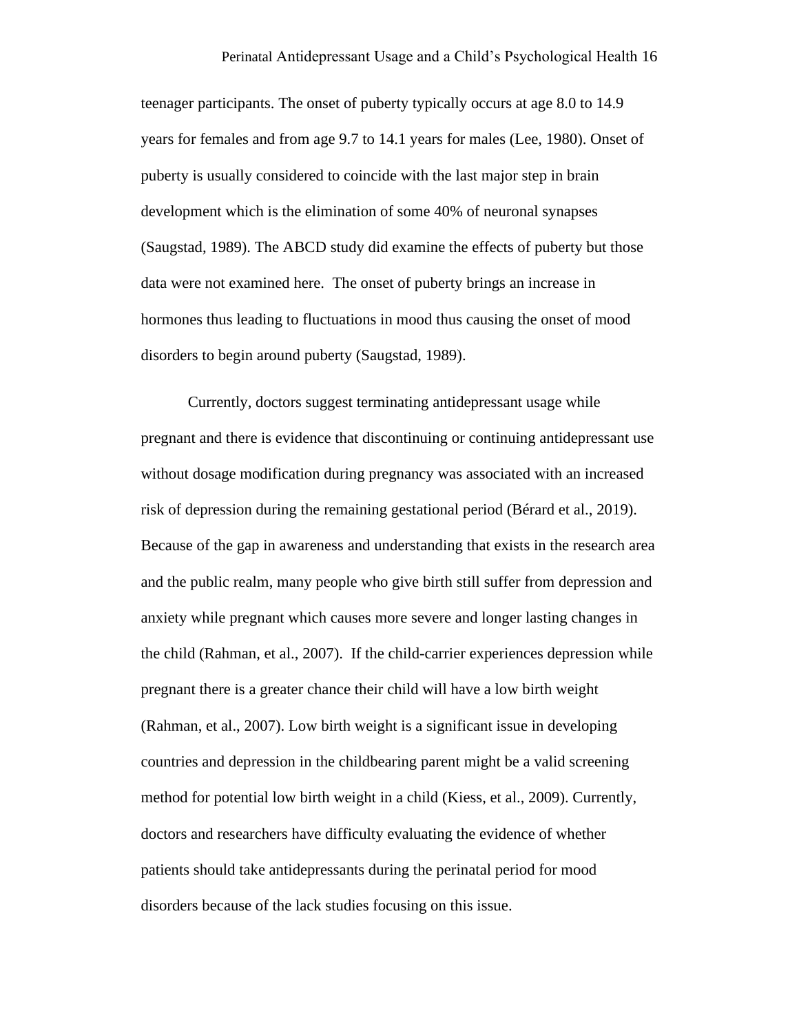teenager participants. The onset of puberty typically occurs at age 8.0 to 14.9 years for females and from age 9.7 to 14.1 years for males (Lee, 1980). Onset of puberty is usually considered to coincide with the last major step in brain development which is the elimination of some 40% of neuronal synapses (Saugstad, 1989). The ABCD study did examine the effects of puberty but those data were not examined here.  The onset of puberty brings an increase in hormones thus leading to fluctuations in mood thus causing the onset of mood disorders to begin around puberty (Saugstad, 1989).

Currently, doctors suggest terminating antidepressant usage while pregnant and there is evidence that discontinuing or continuing antidepressant use without dosage modification during pregnancy was associated with an increased risk of depression during the remaining gestational period (Bérard et al., 2019). Because of the gap in awareness and understanding that exists in the research area and the public realm, many people who give birth still suffer from depression and anxiety while pregnant which causes more severe and longer lasting changes in the child (Rahman, et al., 2007).  If the child-carrier experiences depression while pregnant there is a greater chance their child will have a low birth weight (Rahman, et al., 2007). Low birth weight is a significant issue in developing countries and depression in the childbearing parent might be a valid screening method for potential low birth weight in a child (Kiess, et al., 2009). Currently, doctors and researchers have difficulty evaluating the evidence of whether patients should take antidepressants during the perinatal period for mood disorders because of the lack studies focusing on this issue.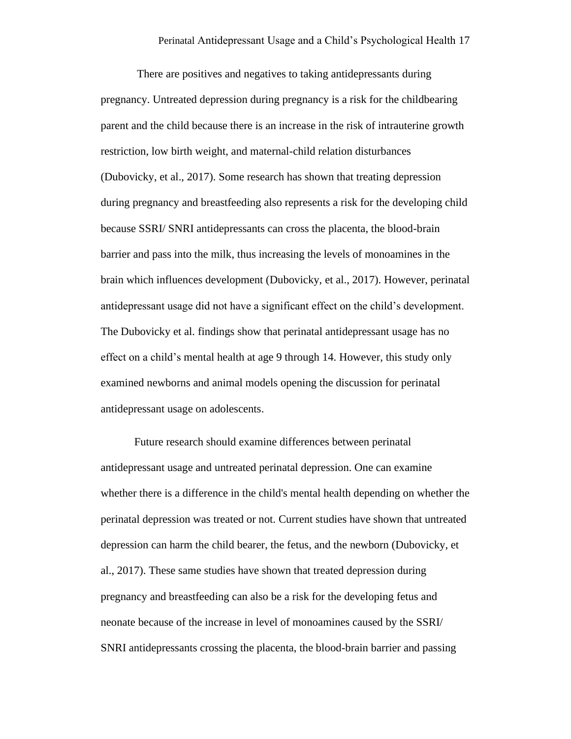There are positives and negatives to taking antidepressants during pregnancy. Untreated depression during pregnancy is a risk for the childbearing parent and the child because there is an increase in the risk of intrauterine growth restriction, low birth weight, and maternal-child relation disturbances (Dubovicky, et al., 2017). Some research has shown that treating depression during pregnancy and breastfeeding also represents a risk for the developing child because SSRI/ SNRI antidepressants can cross the placenta, the blood-brain barrier and pass into the milk, thus increasing the levels of monoamines in the brain which influences development (Dubovicky, et al., 2017). However, perinatal antidepressant usage did not have a significant effect on the child's development. The Dubovicky et al. findings show that perinatal antidepressant usage has no effect on a child's mental health at age 9 through 14. However, this study only examined newborns and animal models opening the discussion for perinatal antidepressant usage on adolescents.

Future research should examine differences between perinatal antidepressant usage and untreated perinatal depression. One can examine whether there is a difference in the child's mental health depending on whether the perinatal depression was treated or not. Current studies have shown that untreated depression can harm the child bearer, the fetus, and the newborn (Dubovicky, et al., 2017). These same studies have shown that treated depression during pregnancy and breastfeeding can also be a risk for the developing fetus and neonate because of the increase in level of monoamines caused by the SSRI/ SNRI antidepressants crossing the placenta, the blood-brain barrier and passing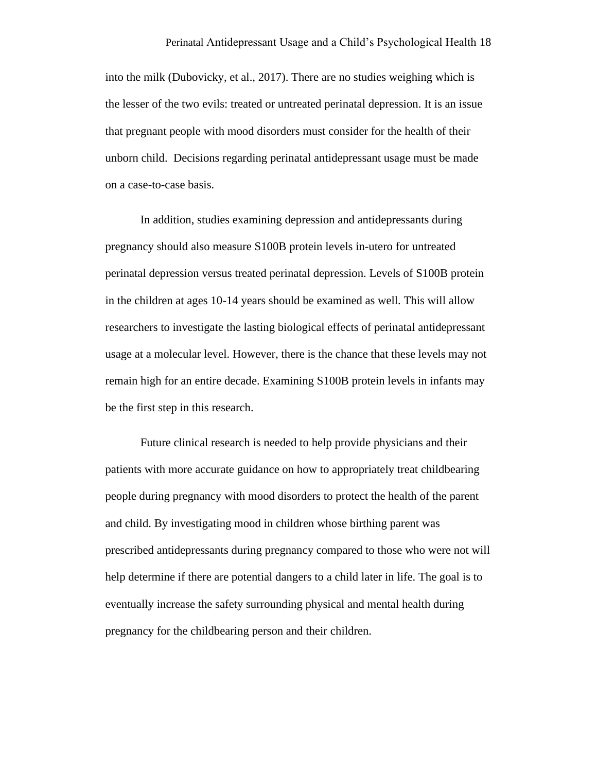into the milk (Dubovicky, et al., 2017). There are no studies weighing which is the lesser of the two evils: treated or untreated perinatal depression. It is an issue that pregnant people with mood disorders must consider for the health of their unborn child.  Decisions regarding perinatal antidepressant usage must be made on a case-to-case basis.

In addition, studies examining depression and antidepressants during pregnancy should also measure S100B protein levels in-utero for untreated perinatal depression versus treated perinatal depression. Levels of S100B protein in the children at ages 10-14 years should be examined as well. This will allow researchers to investigate the lasting biological effects of perinatal antidepressant usage at a molecular level. However, there is the chance that these levels may not remain high for an entire decade. Examining S100B protein levels in infants may be the first step in this research.

Future clinical research is needed to help provide physicians and their patients with more accurate guidance on how to appropriately treat childbearing people during pregnancy with mood disorders to protect the health of the parent and child. By investigating mood in children whose birthing parent was prescribed antidepressants during pregnancy compared to those who were not will help determine if there are potential dangers to a child later in life. The goal is to eventually increase the safety surrounding physical and mental health during pregnancy for the childbearing person and their children.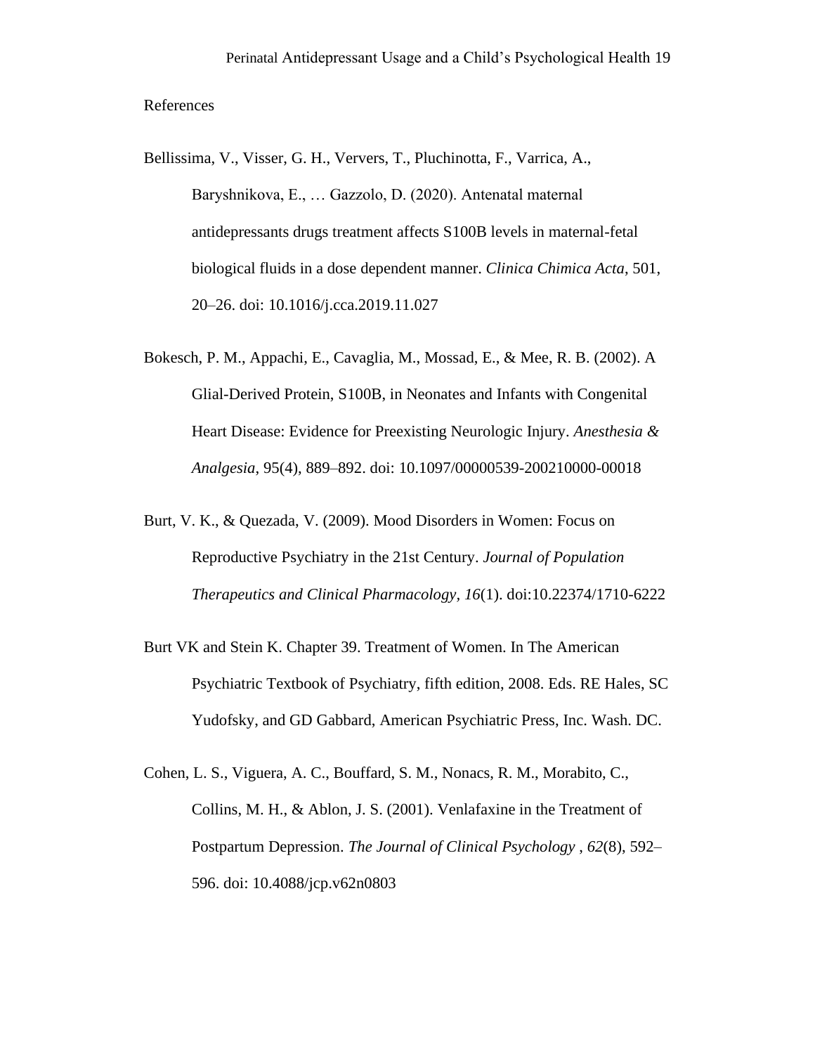References

Bellissima, V., Visser, G. H., Ververs, T., Pluchinotta, F., Varrica, A., Baryshnikova, E., … Gazzolo, D. (2020). Antenatal maternal antidepressants drugs treatment affects S100B levels in maternal-fetal biological fluids in a dose dependent manner. *Clinica Chimica Acta*, 501, 20–26. doi: 10.1016/j.cca.2019.11.027

Bokesch, P. M., Appachi, E., Cavaglia, M., Mossad, E., & Mee, R. B. (2002). A Glial-Derived Protein, S100B, in Neonates and Infants with Congenital Heart Disease: Evidence for Preexisting Neurologic Injury. *Anesthesia & Analgesia*, 95(4), 889–892. doi: 10.1097/00000539-200210000-00018

Burt, V. K., & Quezada, V. (2009). Mood Disorders in Women: Focus on Reproductive Psychiatry in the 21st Century. *Journal of Population Therapeutics and Clinical Pharmacology, 16*(1). doi:10.22374/1710-6222

Burt VK and Stein K. Chapter 39. Treatment of Women. In The American Psychiatric Textbook of Psychiatry, fifth edition, 2008. Eds. RE Hales, SC Yudofsky, and GD Gabbard, American Psychiatric Press, Inc. Wash. DC.

Cohen, L. S., Viguera, A. C., Bouffard, S. M., Nonacs, R. M., Morabito, C., Collins, M. H., & Ablon, J. S. (2001). Venlafaxine in the Treatment of Postpartum Depression. *The Journal of Clinical Psychology , 62*(8), 592–596. doi: 10.4088/jcp.v62n0803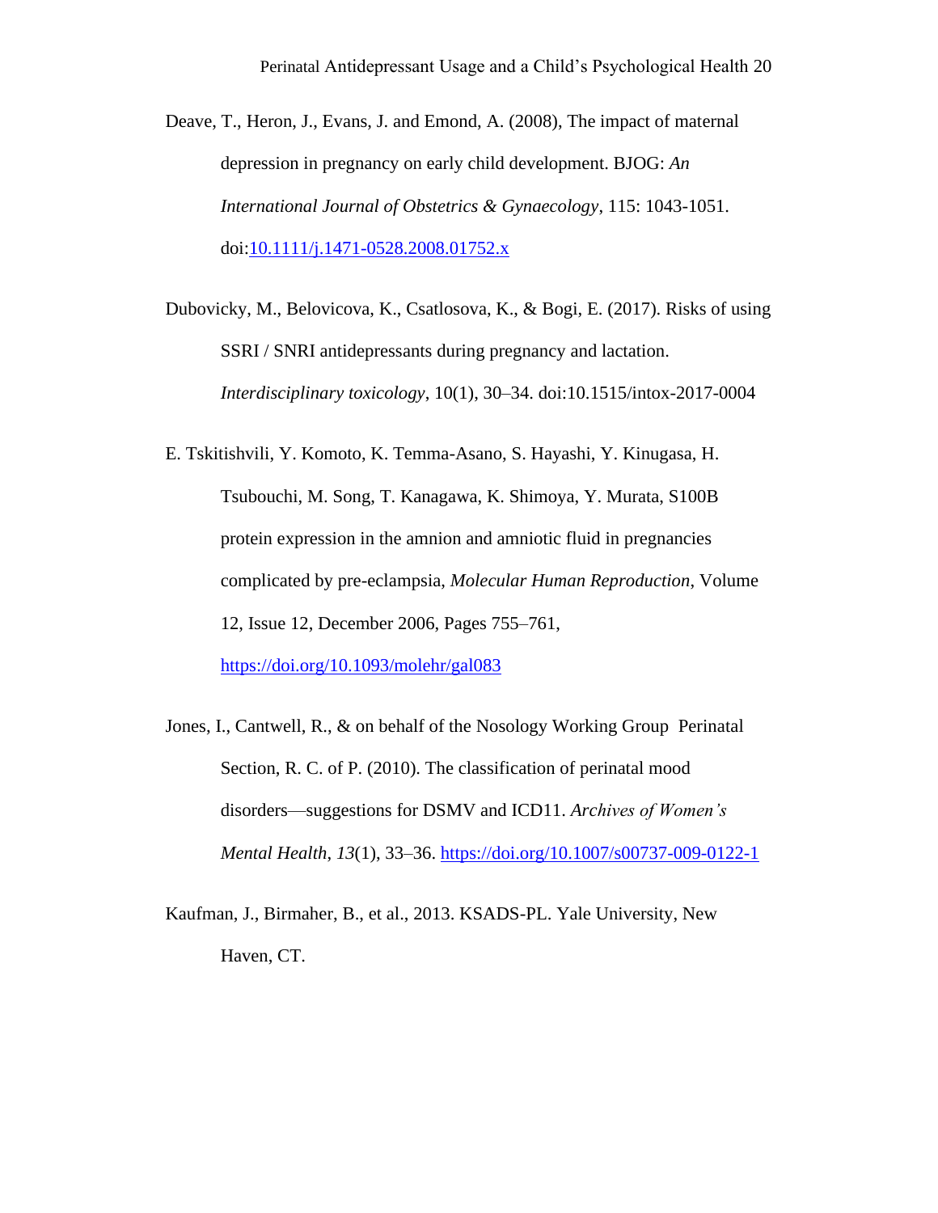Deave, T., Heron, J., Evans, J. and Emond, A. (2008), The impact of maternal depression in pregnancy on early child development. BJOG: *An International Journal of Obstetrics & Gynaecology*, 115: 1043-1051. doi:10.1111/j.1471-0528.2008.01752.x

Dubovicky, M., Belovicova, K., Csatlosova, K., & Bogi, E. (2017). Risks of using SSRI / SNRI antidepressants during pregnancy and lactation. *Interdisciplinary toxicology*, 10(1), 30–34. doi:10.1515/intox-2017-0004

E. Tskitishvili, Y. Komoto, K. Temma-Asano, S. Hayashi, Y. Kinugasa, H. Tsubouchi, M. Song, T. Kanagawa, K. Shimoya, Y. Murata, S100B protein expression in the amnion and amniotic fluid in pregnancies complicated by pre-eclampsia, *Molecular Human Reproduction*, Volume 12, Issue 12, December 2006, Pages 755–761, https://doi.org/10.1093/molehr/gal083

Jones, I., Cantwell, R., & on behalf of the Nosology Working Group Perinatal Section, R. C. of P. (2010). The classification of perinatal mood disorders—suggestions for DSMV and ICD11. *Archives of Women's Mental Health*, *13*(1), 33–36. https://doi.org/10.1007/s00737-009-0122-1

Kaufman, J., Birmaher, B., et al., 2013. KSADS-PL. Yale University, New Haven, CT.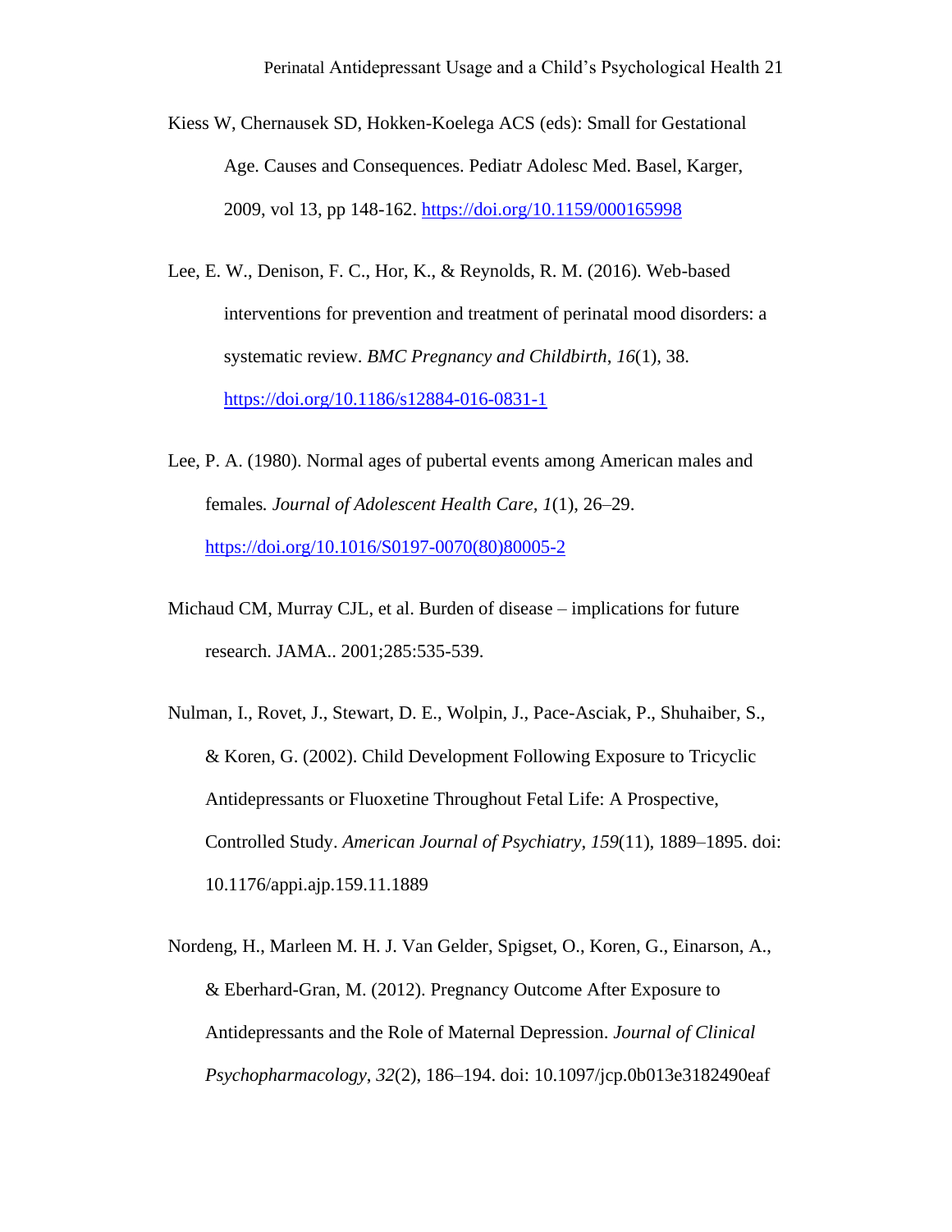Kiess W, Chernausek SD, Hokken-Koelega ACS (eds): Small for Gestational Age. Causes and Consequences. Pediatr Adolesc Med. Basel, Karger, 2009, vol 13, pp 148-162. https://doi.org/10.1159/000165998

Lee, E. W., Denison, F. C., Hor, K., & Reynolds, R. M. (2016). Web-based interventions for prevention and treatment of perinatal mood disorders: a systematic review. *BMC Pregnancy and Childbirth*, *16*(1), 38. https://doi.org/10.1186/s12884-016-0831-1

Lee, P. A. (1980). Normal ages of pubertal events among American males and females*. Journal of Adolescent Health Care, 1*(1), 26–29. https://doi.org/10.1016/S0197-0070(80)80005-2

Michaud CM, Murray CJL, et al. Burden of disease – implications for future research. JAMA.. 2001;285:535-539.

Nulman, I., Rovet, J., Stewart, D. E., Wolpin, J., Pace-Asciak, P., Shuhaiber, S., & Koren, G. (2002). Child Development Following Exposure to Tricyclic Antidepressants or Fluoxetine Throughout Fetal Life: A Prospective, Controlled Study. *American Journal of Psychiatry*, *159*(11), 1889–1895. doi: 10.1176/appi.ajp.159.11.1889

Nordeng, H., Marleen M. H. J. Van Gelder, Spigset, O., Koren, G., Einarson, A., & Eberhard-Gran, M. (2012). Pregnancy Outcome After Exposure to Antidepressants and the Role of Maternal Depression. *Journal of Clinical Psychopharmacology*, *32*(2), 186–194. doi: 10.1097/jcp.0b013e3182490eaf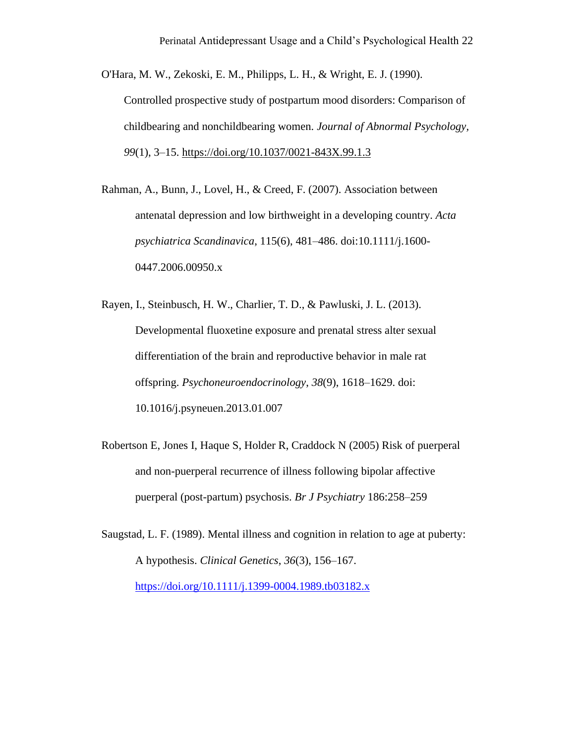O'Hara, M. W., Zekoski, E. M., Philipps, L. H., & Wright, E. J. (1990). Controlled prospective study of postpartum mood disorders: Comparison of childbearing and nonchildbearing women. *Journal of Abnormal Psychology*, *99*(1), 3–15. https://doi.org/10.1037/0021-843X.99.1.3

Rahman, A., Bunn, J., Lovel, H., & Creed, F. (2007). Association between antenatal depression and low birthweight in a developing country. *Acta psychiatrica Scandinavica*, 115(6), 481–486. doi:10.1111/j.1600-0447.2006.00950.x

Rayen, I., Steinbusch, H. W., Charlier, T. D., & Pawluski, J. L. (2013). Developmental fluoxetine exposure and prenatal stress alter sexual differentiation of the brain and reproductive behavior in male rat offspring. *Psychoneuroendocrinology*, *38*(9), 1618–1629. doi: 10.1016/j.psyneuen.2013.01.007

Robertson E, Jones I, Haque S, Holder R, Craddock N (2005) Risk of puerperal and non-puerperal recurrence of illness following bipolar affective puerperal (post-partum) psychosis. *Br J Psychiatry* 186:258–259

Saugstad, L. F. (1989). Mental illness and cognition in relation to age at puberty: A hypothesis. *Clinical Genetics*, *36*(3), 156–167. https://doi.org/10.1111/j.1399-0004.1989.tb03182.x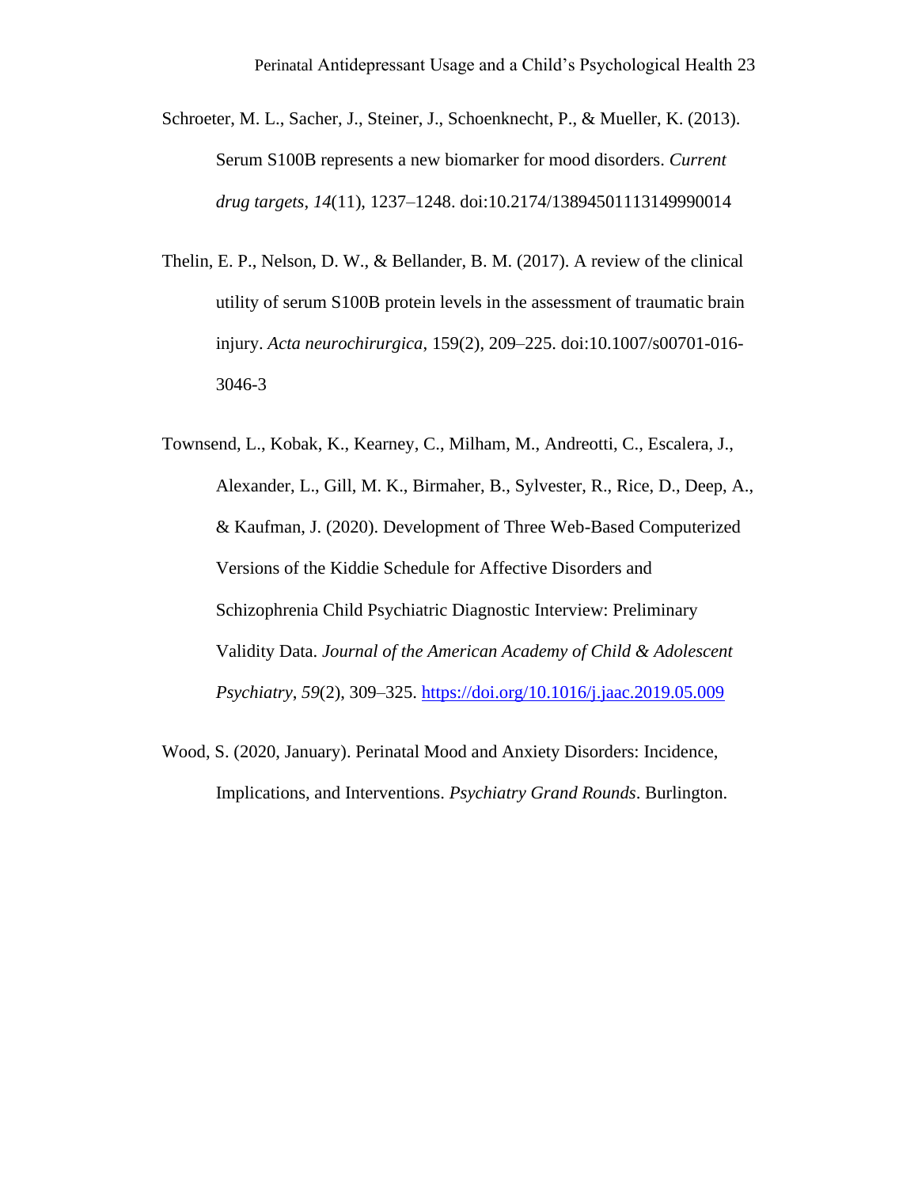Schroeter, M. L., Sacher, J., Steiner, J., Schoenknecht, P., & Mueller, K. (2013). Serum S100B represents a new biomarker for mood disorders. *Current drug targets*, *14*(11), 1237–1248. doi:10.2174/13894501113149990014

Thelin, E. P., Nelson, D. W., & Bellander, B. M. (2017). A review of the clinical utility of serum S100B protein levels in the assessment of traumatic brain injury. *Acta neurochirurgica*, 159(2), 209–225. doi:10.1007/s00701-016-3046-3

Townsend, L., Kobak, K., Kearney, C., Milham, M., Andreotti, C., Escalera, J., Alexander, L., Gill, M. K., Birmaher, B., Sylvester, R., Rice, D., Deep, A., & Kaufman, J. (2020). Development of Three Web-Based Computerized Versions of the Kiddie Schedule for Affective Disorders and Schizophrenia Child Psychiatric Diagnostic Interview: Preliminary Validity Data. *Journal of the American Academy of Child & Adolescent Psychiatry*, *59*(2), 309–325. https://doi.org/10.1016/j.jaac.2019.05.009

Wood, S. (2020, January). Perinatal Mood and Anxiety Disorders: Incidence, Implications, and Interventions. *Psychiatry Grand Rounds*. Burlington.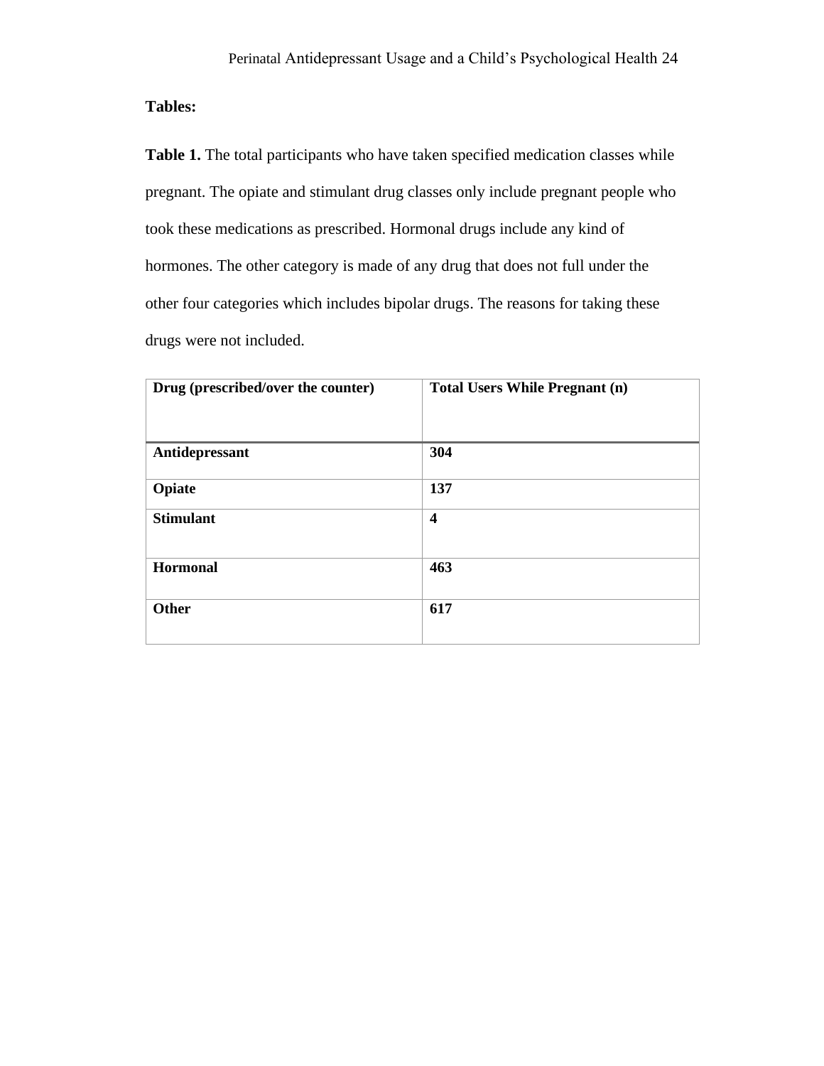**Tables:**

**Table 1.** The total participants who have taken specified medication classes while pregnant. The opiate and stimulant drug classes only include pregnant people who took these medications as prescribed. Hormonal drugs include any kind of hormones. The other category is made of any drug that does not full under the other four categories which includes bipolar drugs. The reasons for taking these drugs were not included.

| **Drug (prescribed/over the counter)** | **Total Users While Pregnant (n)** |
| --- | --- |
| **Antidepressant** | **304** |
| **Opiate** | **137** |
| **Stimulant** | **4** |
| **Hormonal** | **463** |
| **Other** | **617** |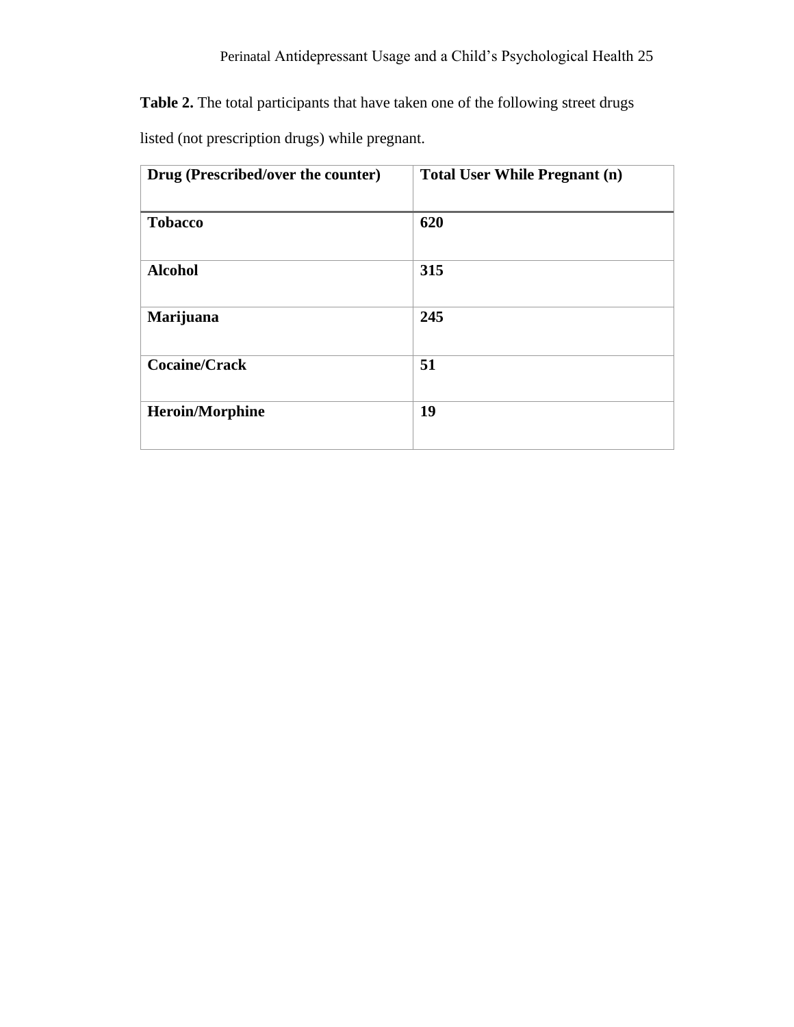**Table 2.** The total participants that have taken one of the following street drugs listed (not prescription drugs) while pregnant.

| Drug (Prescribed/over the counter) | Total User While Pregnant (n) |
|---|---|
| **Tobacco** | **620** |
| **Alcohol** | **315** |
| **Marijuana** | **245** |
| **Cocaine/Crack** | **51** |
| **Heroin/Morphine** | **19** |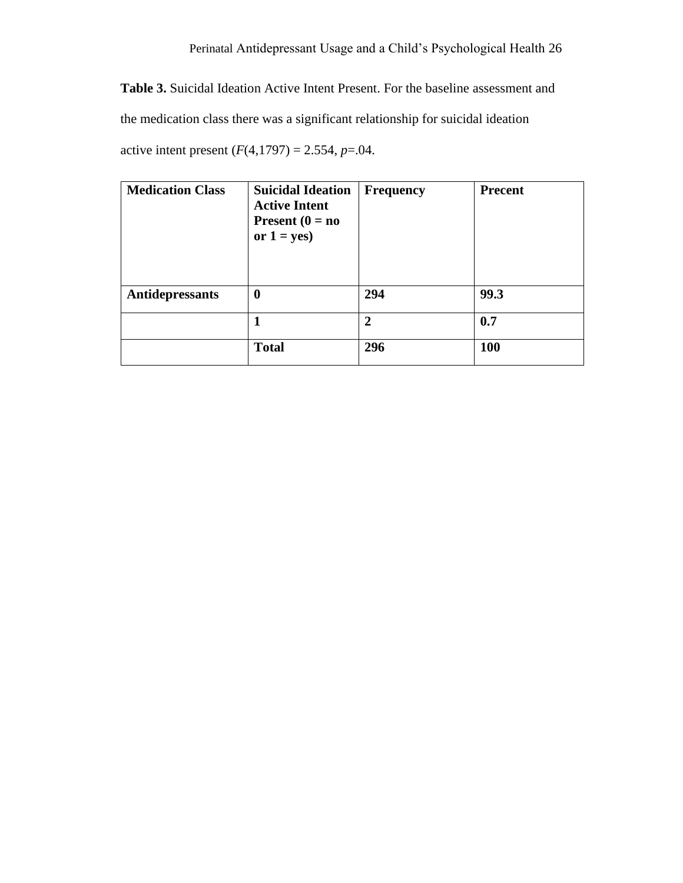**Table 3.** Suicidal Ideation Active Intent Present. For the baseline assessment and the medication class there was a significant relationship for suicidal ideation active intent present ($F(4,1797) = 2.554$, $p$=.04.

| Medication Class | Suicidal Ideation Active Intent Present (0 = no or 1 = yes) | Frequency | Precent |
|---|---|---|---|
| **Antidepressants** | **0** | **294** | **99.3** |
| | **1** | **2** | **0.7** |
| | **Total** | **296** | **100** |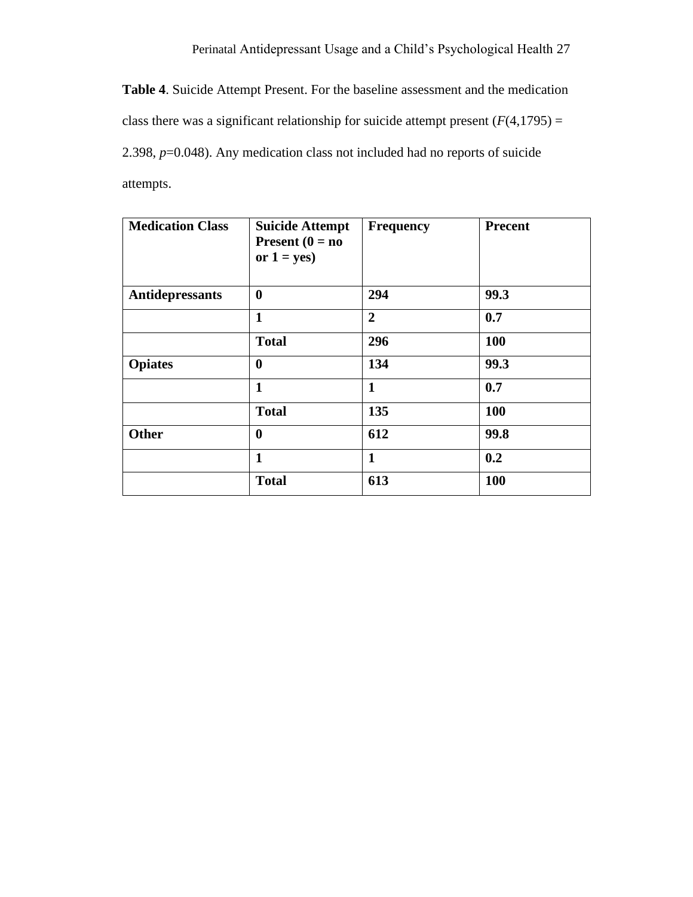**Table 4**. Suicide Attempt Present. For the baseline assessment and the medication class there was a significant relationship for suicide attempt present ($F(4,1795) = 2.398$, $p=0.048$). Any medication class not included had no reports of suicide attempts.

| **Medication Class** | **Suicide Attempt Present (0 = no or 1 = yes)** | **Frequency** | **Precent** |
|---|---|---|---|
| **Antidepressants** | **0** | **294** | **99.3** |
| | **1** | **2** | **0.7** |
| | **Total** | **296** | **100** |
| **Opiates** | **0** | **134** | **99.3** |
| | **1** | **1** | **0.7** |
| | **Total** | **135** | **100** |
| **Other** | **0** | **612** | **99.8** |
| | **1** | **1** | **0.2** |
| | **Total** | **613** | **100** |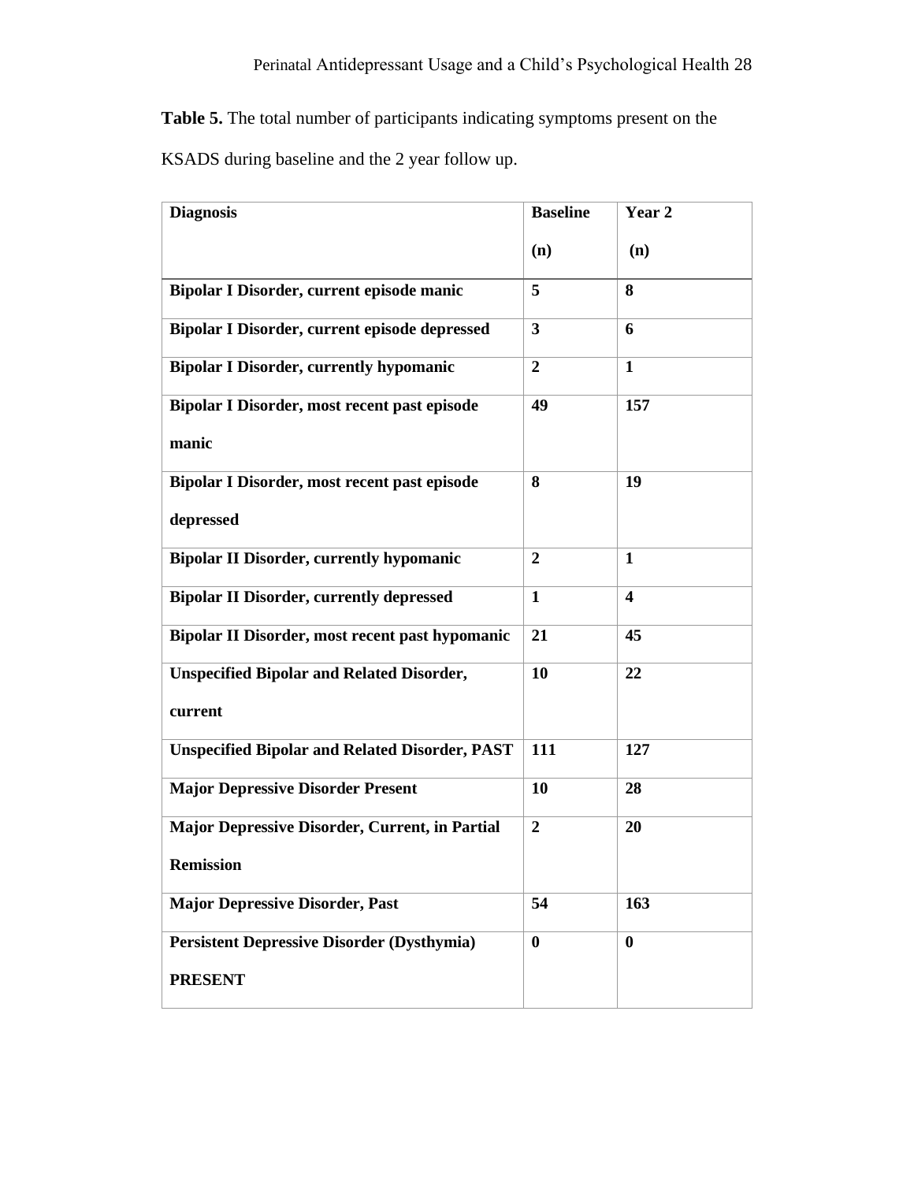**Table 5.** The total number of participants indicating symptoms present on the KSADS during baseline and the 2 year follow up.

| Diagnosis | Baseline (n) | Year 2 (n) |
|---|---|---|
| **Bipolar I Disorder, current episode manic** | **5** | **8** |
| **Bipolar I Disorder, current episode depressed** | **3** | **6** |
| **Bipolar I Disorder, currently hypomanic** | **2** | **1** |
| **Bipolar I Disorder, most recent past episode manic** | **49** | **157** |
| **Bipolar I Disorder, most recent past episode depressed** | **8** | **19** |
| **Bipolar II Disorder, currently hypomanic** | **2** | **1** |
| **Bipolar II Disorder, currently depressed** | **1** | **4** |
| **Bipolar II Disorder, most recent past hypomanic** | **21** | **45** |
| **Unspecified Bipolar and Related Disorder, current** | **10** | **22** |
| **Unspecified Bipolar and Related Disorder, PAST** | **111** | **127** |
| **Major Depressive Disorder Present** | **10** | **28** |
| **Major Depressive Disorder, Current, in Partial Remission** | **2** | **20** |
| **Major Depressive Disorder, Past** | **54** | **163** |
| **Persistent Depressive Disorder (Dysthymia) PRESENT** | **0** | **0** |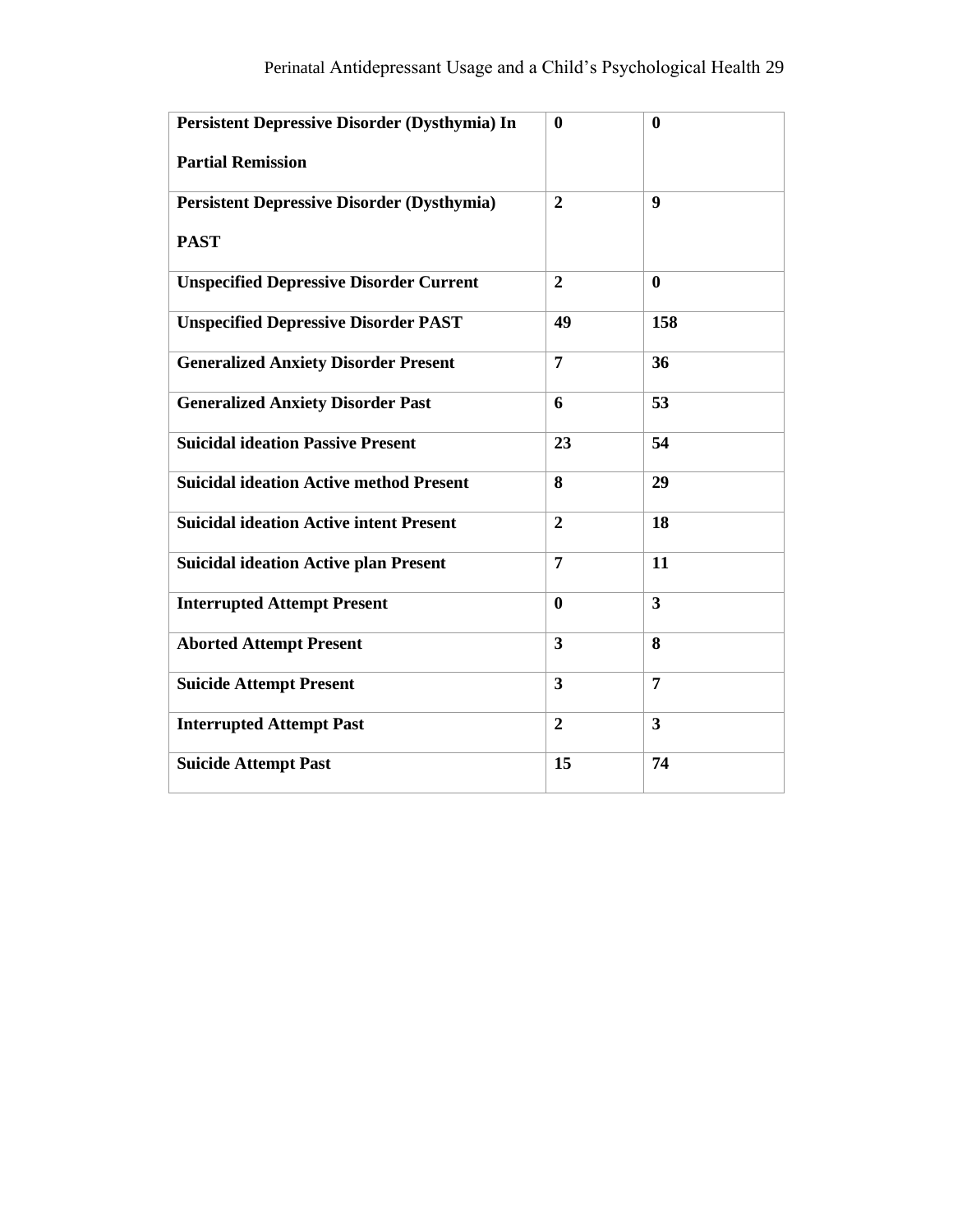| | | |
|---|---|---|
| **Persistent Depressive Disorder (Dysthymia) In Partial Remission** | **0** | **0** |
| **Persistent Depressive Disorder (Dysthymia) PAST** | **2** | **9** |
| **Unspecified Depressive Disorder Current** | **2** | **0** |
| **Unspecified Depressive Disorder PAST** | **49** | **158** |
| **Generalized Anxiety Disorder Present** | **7** | **36** |
| **Generalized Anxiety Disorder Past** | **6** | **53** |
| **Suicidal ideation Passive Present** | **23** | **54** |
| **Suicidal ideation Active method Present** | **8** | **29** |
| **Suicidal ideation Active intent Present** | **2** | **18** |
| **Suicidal ideation Active plan Present** | **7** | **11** |
| **Interrupted Attempt Present** | **0** | **3** |
| **Aborted Attempt Present** | **3** | **8** |
| **Suicide Attempt Present** | **3** | **7** |
| **Interrupted Attempt Past** | **2** | **3** |
| **Suicide Attempt Past** | **15** | **74** |